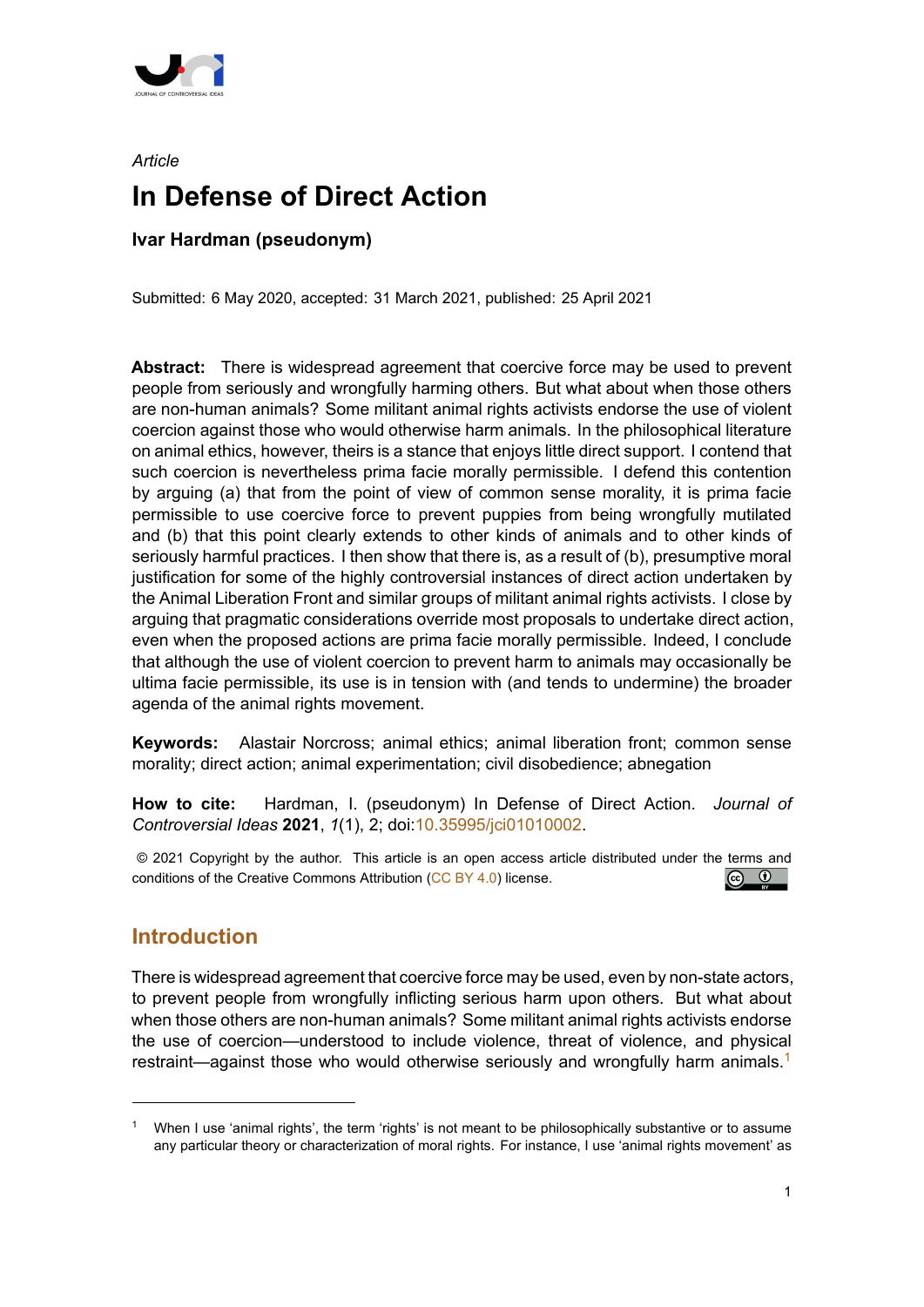*Article*

# In Defense of Direct Action

**Ivar Hardman (pseudonym)**

Submitted: 6 May 2020, accepted: 31 March 2021, published: 25 April 2021

**Abstract:** There is widespread agreement that coercive force may be used to prevent people from seriously and wrongfully harming others. But what about when those others are non-human animals? Some militant animal rights activists endorse the use of violent coercion against those who would otherwise harm animals. In the philosophical literature on animal ethics, however, theirs is a stance that enjoys little direct support. I contend that such coercion is nevertheless prima facie morally permissible. I defend this contention by arguing (a) that from the point of view of common sense morality, it is prima facie permissible to use coercive force to prevent puppies from being wrongfully mutilated and (b) that this point clearly extends to other kinds of animals and to other kinds of seriously harmful practices. I then show that there is, as a result of (b), presumptive moral justification for some of the highly controversial instances of direct action undertaken by the Animal Liberation Front and similar groups of militant animal rights activists. I close by arguing that pragmatic considerations override most proposals to undertake direct action, even when the proposed actions are prima facie morally permissible. Indeed, I conclude that although the use of violent coercion to prevent harm to animals may occasionally be ultima facie permissible, its use is in tension with (and tends to undermine) the broader agenda of the animal rights movement.

**Keywords:** Alastair Norcross; animal ethics; animal liberation front; common sense morality; direct action; animal experimentation; civil disobedience; abnegation

**How to cite:** Hardman, I. (pseudonym) In Defense of Direct Action. *Journal of Controversial Ideas* **2021**, *1*(1), 2; doi:10.35995/jci01010002.

© 2021 Copyright by the author. This article is an open access article distributed under the terms and conditions of the Creative Commons Attribution (CC BY 4.0) license.

## Introduction

There is widespread agreement that coercive force may be used, even by non-state actors, to prevent people from wrongfully inflicting serious harm upon others. But what about when those others are non-human animals? Some militant animal rights activists endorse the use of coercion—understood to include violence, threat of violence, and physical restraint—against those who would otherwise seriously and wrongfully harm animals.[1]

[1] When I use 'animal rights', the term 'rights' is not meant to be philosophically substantive or to assume any particular theory or characterization of moral rights. For instance, I use 'animal rights movement' as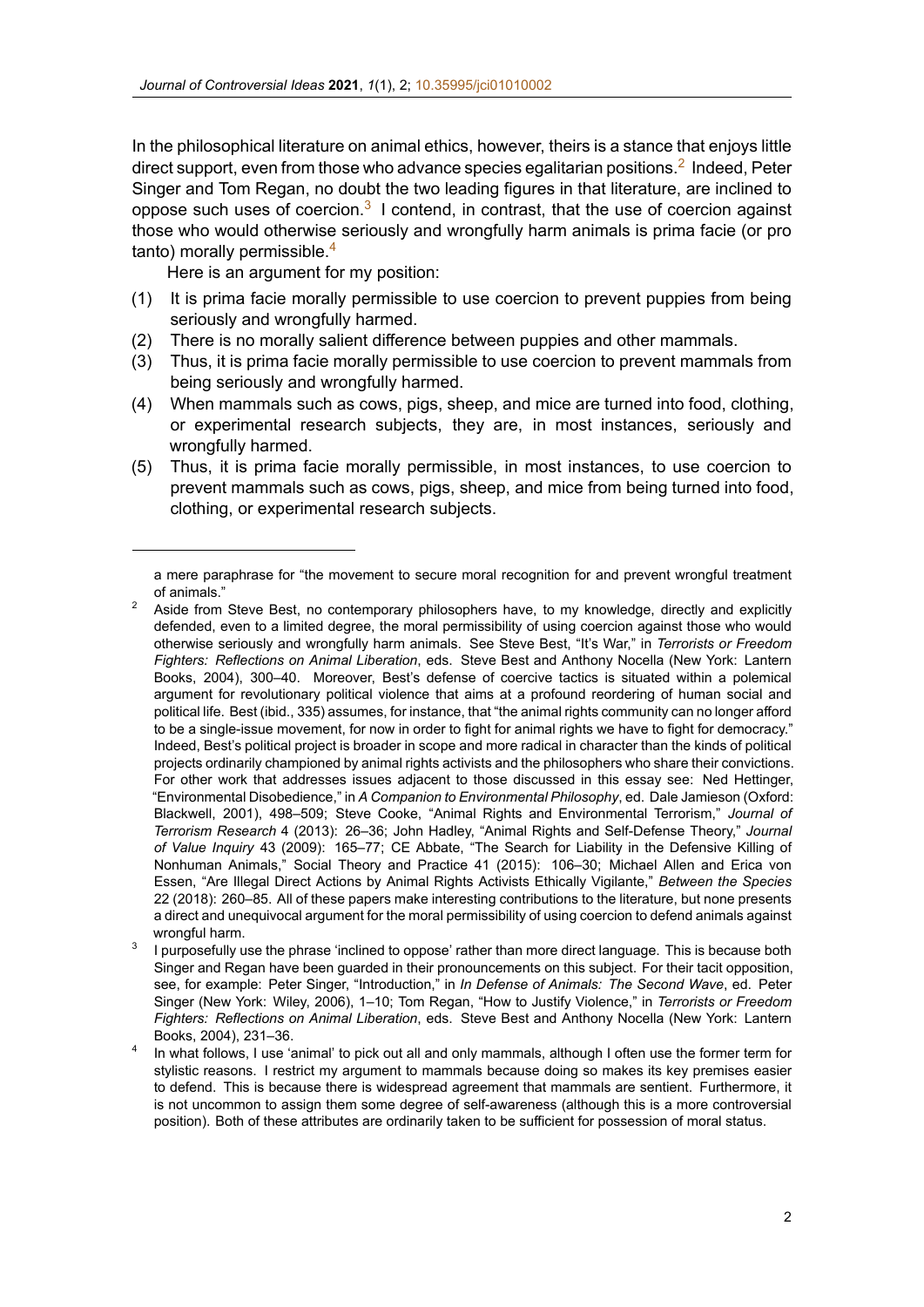In the philosophical literature on animal ethics, however, theirs is a stance that enjoys little direct support, even from those who advance species egalitarian positions.[2] Indeed, Peter Singer and Tom Regan, no doubt the two leading figures in that literature, are inclined to oppose such uses of coercion.[3] I contend, in contrast, that the use of coercion against those who would otherwise seriously and wrongfully harm animals is prima facie (or pro tanto) morally permissible.[4]

Here is an argument for my position:

(1) It is prima facie morally permissible to use coercion to prevent puppies from being seriously and wrongfully harmed.
(2) There is no morally salient difference between puppies and other mammals.
(3) Thus, it is prima facie morally permissible to use coercion to prevent mammals from being seriously and wrongfully harmed.
(4) When mammals such as cows, pigs, sheep, and mice are turned into food, clothing, or experimental research subjects, they are, in most instances, seriously and wrongfully harmed.
(5) Thus, it is prima facie morally permissible, in most instances, to use coercion to prevent mammals such as cows, pigs, sheep, and mice from being turned into food, clothing, or experimental research subjects.

---

a mere paraphrase for "the movement to secure moral recognition for and prevent wrongful treatment of animals."

[2] Aside from Steve Best, no contemporary philosophers have, to my knowledge, directly and explicitly defended, even to a limited degree, the moral permissibility of using coercion against those who would otherwise seriously and wrongfully harm animals. See Steve Best, "It's War," in *Terrorists or Freedom Fighters: Reflections on Animal Liberation*, eds. Steve Best and Anthony Nocella (New York: Lantern Books, 2004), 300–40. Moreover, Best's defense of coercive tactics is situated within a polemical argument for revolutionary political violence that aims at a profound reordering of human social and political life. Best (ibid., 335) assumes, for instance, that "the animal rights community can no longer afford to be a single-issue movement, for now in order to fight for animal rights we have to fight for democracy." Indeed, Best's political project is broader in scope and more radical in character than the kinds of political projects ordinarily championed by animal rights activists and the philosophers who share their convictions. For other work that addresses issues adjacent to those discussed in this essay see: Ned Hettinger, "Environmental Disobedience," in *A Companion to Environmental Philosophy*, ed. Dale Jamieson (Oxford: Blackwell, 2001), 498–509; Steve Cooke, "Animal Rights and Environmental Terrorism," *Journal of Terrorism Research* 4 (2013): 26–36; John Hadley, "Animal Rights and Self-Defense Theory," *Journal of Value Inquiry* 43 (2009): 165–77; CE Abbate, "The Search for Liability in the Defensive Killing of Nonhuman Animals," Social Theory and Practice 41 (2015): 106–30; Michael Allen and Erica von Essen, "Are Illegal Direct Actions by Animal Rights Activists Ethically Vigilante," *Between the Species* 22 (2018): 260–85. All of these papers make interesting contributions to the literature, but none presents a direct and unequivocal argument for the moral permissibility of using coercion to defend animals against wrongful harm.

[3] I purposefully use the phrase 'inclined to oppose' rather than more direct language. This is because both Singer and Regan have been guarded in their pronouncements on this subject. For their tacit opposition, see, for example: Peter Singer, "Introduction," in *In Defense of Animals: The Second Wave*, ed. Peter Singer (New York: Wiley, 2006), 1–10; Tom Regan, "How to Justify Violence," in *Terrorists or Freedom Fighters: Reflections on Animal Liberation*, eds. Steve Best and Anthony Nocella (New York: Lantern Books, 2004), 231–36.

[4] In what follows, I use 'animal' to pick out all and only mammals, although I often use the former term for stylistic reasons. I restrict my argument to mammals because doing so makes its key premises easier to defend. This is because there is widespread agreement that mammals are sentient. Furthermore, it is not uncommon to assign them some degree of self-awareness (although this is a more controversial position). Both of these attributes are ordinarily taken to be sufficient for possession of moral status.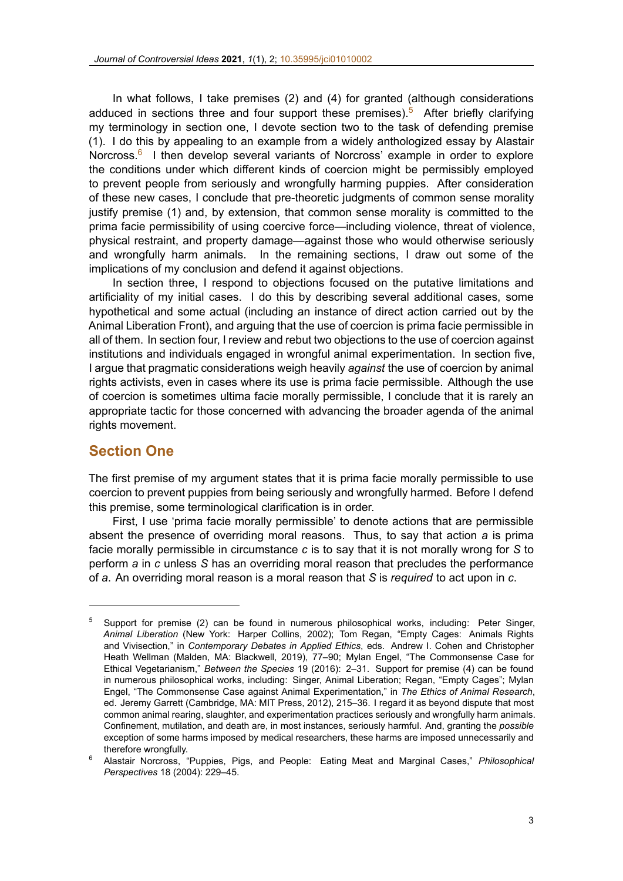In what follows, I take premises (2) and (4) for granted (although considerations adduced in sections three and four support these premises).[5] After briefly clarifying my terminology in section one, I devote section two to the task of defending premise (1). I do this by appealing to an example from a widely anthologized essay by Alastair Norcross.[6] I then develop several variants of Norcross' example in order to explore the conditions under which different kinds of coercion might be permissibly employed to prevent people from seriously and wrongfully harming puppies. After consideration of these new cases, I conclude that pre-theoretic judgments of common sense morality justify premise (1) and, by extension, that common sense morality is committed to the prima facie permissibility of using coercive force—including violence, threat of violence, physical restraint, and property damage—against those who would otherwise seriously and wrongfully harm animals. In the remaining sections, I draw out some of the implications of my conclusion and defend it against objections.

In section three, I respond to objections focused on the putative limitations and artificiality of my initial cases. I do this by describing several additional cases, some hypothetical and some actual (including an instance of direct action carried out by the Animal Liberation Front), and arguing that the use of coercion is prima facie permissible in all of them. In section four, I review and rebut two objections to the use of coercion against institutions and individuals engaged in wrongful animal experimentation. In section five, I argue that pragmatic considerations weigh heavily *against* the use of coercion by animal rights activists, even in cases where its use is prima facie permissible. Although the use of coercion is sometimes ultima facie morally permissible, I conclude that it is rarely an appropriate tactic for those concerned with advancing the broader agenda of the animal rights movement.

## Section One

The first premise of my argument states that it is prima facie morally permissible to use coercion to prevent puppies from being seriously and wrongfully harmed. Before I defend this premise, some terminological clarification is in order.

First, I use 'prima facie morally permissible' to denote actions that are permissible absent the presence of overriding moral reasons. Thus, to say that action *a* is prima facie morally permissible in circumstance *c* is to say that it is not morally wrong for *S* to perform *a* in *c* unless *S* has an overriding moral reason that precludes the performance of *a*. An overriding moral reason is a moral reason that *S* is *required* to act upon in *c*.

---

[5] Support for premise (2) can be found in numerous philosophical works, including: Peter Singer, *Animal Liberation* (New York: Harper Collins, 2002); Tom Regan, "Empty Cages: Animals Rights and Vivisection," in *Contemporary Debates in Applied Ethics*, eds. Andrew I. Cohen and Christopher Heath Wellman (Malden, MA: Blackwell, 2019), 77–90; Mylan Engel, "The Commonsense Case for Ethical Vegetarianism," *Between the Species* 19 (2016): 2–31. Support for premise (4) can be found in numerous philosophical works, including: Singer, Animal Liberation; Regan, "Empty Cages"; Mylan Engel, "The Commonsense Case against Animal Experimentation," in *The Ethics of Animal Research*, ed. Jeremy Garrett (Cambridge, MA: MIT Press, 2012), 215–36. I regard it as beyond dispute that most common animal rearing, slaughter, and experimentation practices seriously and wrongfully harm animals. Confinement, mutilation, and death are, in most instances, seriously harmful. And, granting the *possible* exception of some harms imposed by medical researchers, these harms are imposed unnecessarily and therefore wrongfully.

[6] Alastair Norcross, "Puppies, Pigs, and People: Eating Meat and Marginal Cases," *Philosophical Perspectives* 18 (2004): 229–45.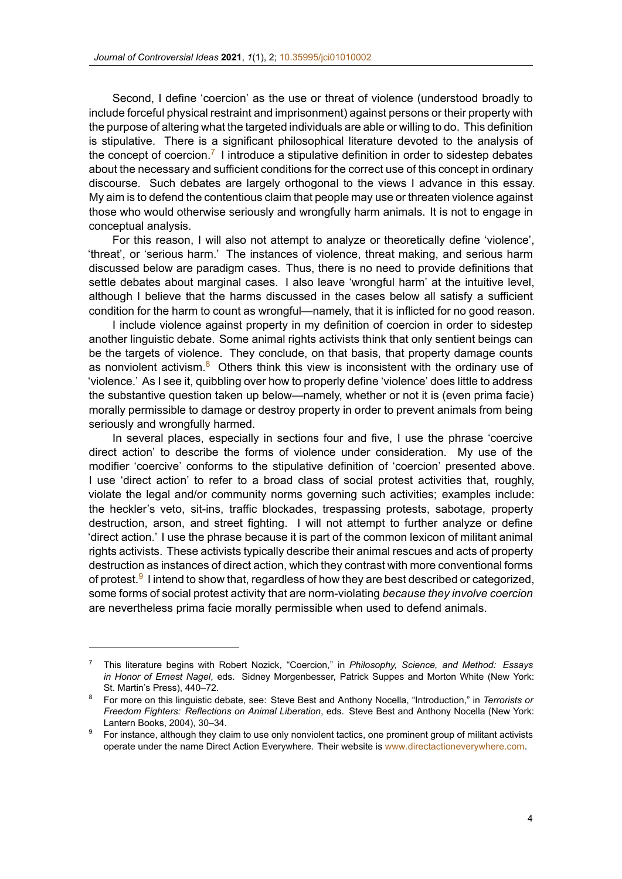Second, I define 'coercion' as the use or threat of violence (understood broadly to include forceful physical restraint and imprisonment) against persons or their property with the purpose of altering what the targeted individuals are able or willing to do. This definition is stipulative. There is a significant philosophical literature devoted to the analysis of the concept of coercion.[7] I introduce a stipulative definition in order to sidestep debates about the necessary and sufficient conditions for the correct use of this concept in ordinary discourse. Such debates are largely orthogonal to the views I advance in this essay. My aim is to defend the contentious claim that people may use or threaten violence against those who would otherwise seriously and wrongfully harm animals. It is not to engage in conceptual analysis.

For this reason, I will also not attempt to analyze or theoretically define 'violence', 'threat', or 'serious harm.' The instances of violence, threat making, and serious harm discussed below are paradigm cases. Thus, there is no need to provide definitions that settle debates about marginal cases. I also leave 'wrongful harm' at the intuitive level, although I believe that the harms discussed in the cases below all satisfy a sufficient condition for the harm to count as wrongful—namely, that it is inflicted for no good reason.

I include violence against property in my definition of coercion in order to sidestep another linguistic debate. Some animal rights activists think that only sentient beings can be the targets of violence. They conclude, on that basis, that property damage counts as nonviolent activism.[8] Others think this view is inconsistent with the ordinary use of 'violence.' As I see it, quibbling over how to properly define 'violence' does little to address the substantive question taken up below—namely, whether or not it is (even prima facie) morally permissible to damage or destroy property in order to prevent animals from being seriously and wrongfully harmed.

In several places, especially in sections four and five, I use the phrase 'coercive direct action' to describe the forms of violence under consideration. My use of the modifier 'coercive' conforms to the stipulative definition of 'coercion' presented above. I use 'direct action' to refer to a broad class of social protest activities that, roughly, violate the legal and/or community norms governing such activities; examples include: the heckler's veto, sit-ins, traffic blockades, trespassing protests, sabotage, property destruction, arson, and street fighting. I will not attempt to further analyze or define 'direct action.' I use the phrase because it is part of the common lexicon of militant animal rights activists. These activists typically describe their animal rescues and acts of property destruction as instances of direct action, which they contrast with more conventional forms of protest.[9] I intend to show that, regardless of how they are best described or categorized, some forms of social protest activity that are norm-violating *because they involve coercion* are nevertheless prima facie morally permissible when used to defend animals.

---

[7] This literature begins with Robert Nozick, "Coercion," in *Philosophy, Science, and Method: Essays in Honor of Ernest Nagel*, eds. Sidney Morgenbesser, Patrick Suppes and Morton White (New York: St. Martin's Press), 440–72.

[8] For more on this linguistic debate, see: Steve Best and Anthony Nocella, "Introduction," in *Terrorists or Freedom Fighters: Reflections on Animal Liberation*, eds. Steve Best and Anthony Nocella (New York: Lantern Books, 2004), 30–34.

[9] For instance, although they claim to use only nonviolent tactics, one prominent group of militant activists operate under the name Direct Action Everywhere. Their website is www.directactioneverywhere.com.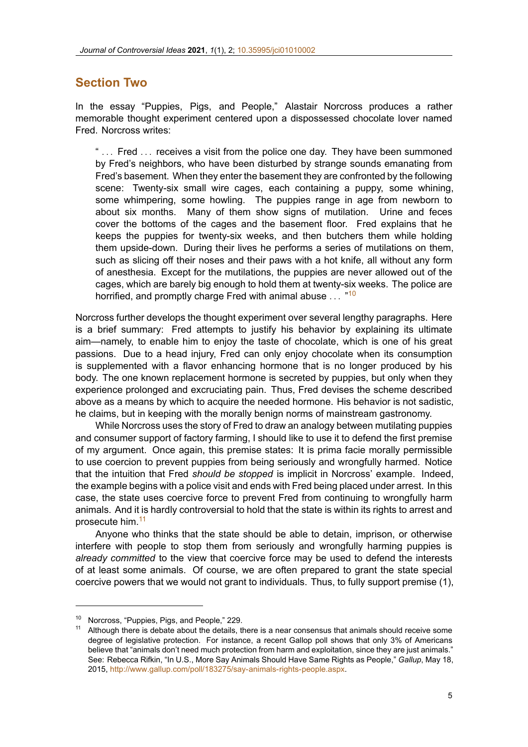## Section Two

In the essay "Puppies, Pigs, and People," Alastair Norcross produces a rather memorable thought experiment centered upon a dispossessed chocolate lover named Fred. Norcross writes:

> " . . . Fred . . . receives a visit from the police one day. They have been summoned by Fred's neighbors, who have been disturbed by strange sounds emanating from Fred's basement. When they enter the basement they are confronted by the following scene: Twenty-six small wire cages, each containing a puppy, some whining, some whimpering, some howling. The puppies range in age from newborn to about six months. Many of them show signs of mutilation. Urine and feces cover the bottoms of the cages and the basement floor. Fred explains that he keeps the puppies for twenty-six weeks, and then butchers them while holding them upside-down. During their lives he performs a series of mutilations on them, such as slicing off their noses and their paws with a hot knife, all without any form of anesthesia. Except for the mutilations, the puppies are never allowed out of the cages, which are barely big enough to hold them at twenty-six weeks. The police are horrified, and promptly charge Fred with animal abuse . . . "[10]

Norcross further develops the thought experiment over several lengthy paragraphs. Here is a brief summary: Fred attempts to justify his behavior by explaining its ultimate aim—namely, to enable him to enjoy the taste of chocolate, which is one of his great passions. Due to a head injury, Fred can only enjoy chocolate when its consumption is supplemented with a flavor enhancing hormone that is no longer produced by his body. The one known replacement hormone is secreted by puppies, but only when they experience prolonged and excruciating pain. Thus, Fred devises the scheme described above as a means by which to acquire the needed hormone. His behavior is not sadistic, he claims, but in keeping with the morally benign norms of mainstream gastronomy.

While Norcross uses the story of Fred to draw an analogy between mutilating puppies and consumer support of factory farming, I should like to use it to defend the first premise of my argument. Once again, this premise states: It is prima facie morally permissible to use coercion to prevent puppies from being seriously and wrongfully harmed. Notice that the intuition that Fred *should be stopped* is implicit in Norcross' example. Indeed, the example begins with a police visit and ends with Fred being placed under arrest. In this case, the state uses coercive force to prevent Fred from continuing to wrongfully harm animals. And it is hardly controversial to hold that the state is within its rights to arrest and prosecute him.[11]

Anyone who thinks that the state should be able to detain, imprison, or otherwise interfere with people to stop them from seriously and wrongfully harming puppies is *already committed* to the view that coercive force may be used to defend the interests of at least some animals. Of course, we are often prepared to grant the state special coercive powers that we would not grant to individuals. Thus, to fully support premise (1),

---

[10] Norcross, "Puppies, Pigs, and People," 229.

[11] Although there is debate about the details, there is a near consensus that animals should receive some degree of legislative protection. For instance, a recent Gallup poll shows that only 3% of Americans believe that "animals don't need much protection from harm and exploitation, since they are just animals." See: Rebecca Rifkin, "In U.S., More Say Animals Should Have Same Rights as People," *Gallup*, May 18, 2015, http://www.gallup.com/poll/183275/say-animals-rights-people.aspx.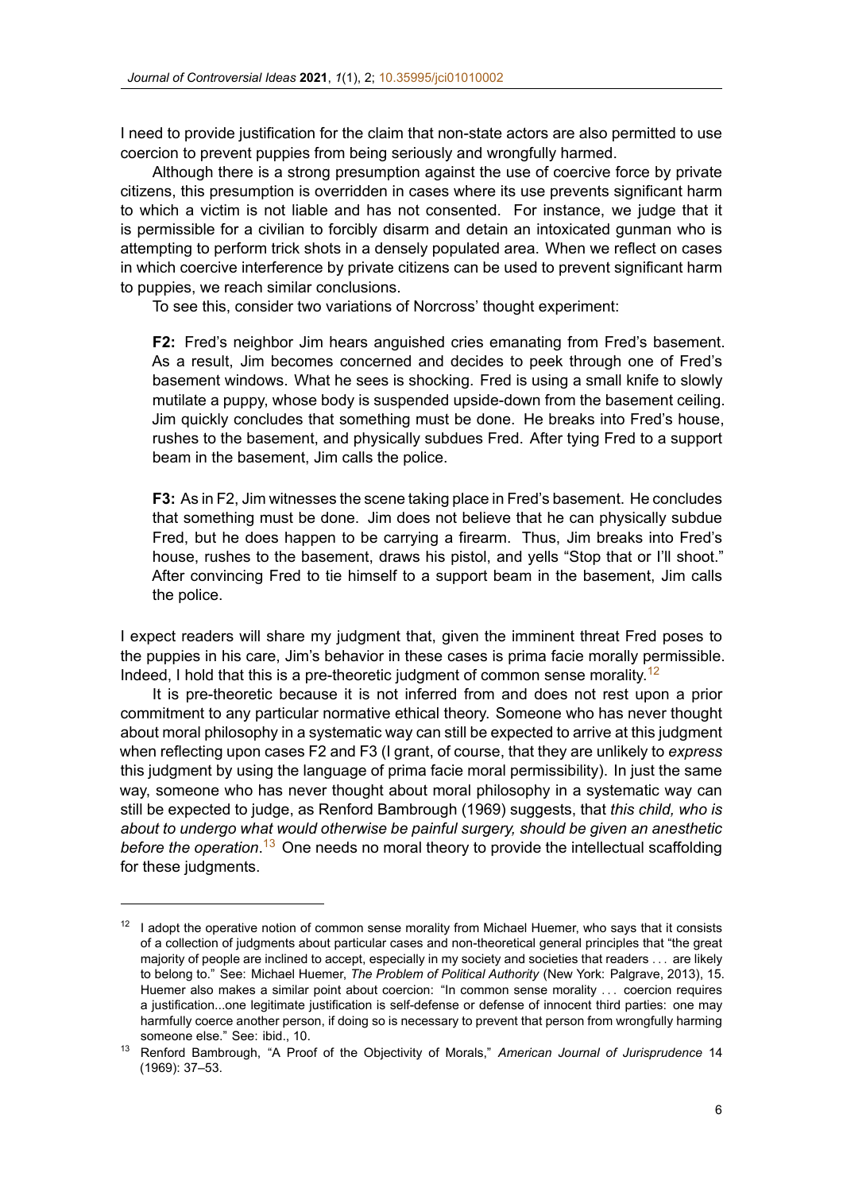I need to provide justification for the claim that non-state actors are also permitted to use coercion to prevent puppies from being seriously and wrongfully harmed.

Although there is a strong presumption against the use of coercive force by private citizens, this presumption is overridden in cases where its use prevents significant harm to which a victim is not liable and has not consented. For instance, we judge that it is permissible for a civilian to forcibly disarm and detain an intoxicated gunman who is attempting to perform trick shots in a densely populated area. When we reflect on cases in which coercive interference by private citizens can be used to prevent significant harm to puppies, we reach similar conclusions.

To see this, consider two variations of Norcross' thought experiment:

> **F2:** Fred's neighbor Jim hears anguished cries emanating from Fred's basement. As a result, Jim becomes concerned and decides to peek through one of Fred's basement windows. What he sees is shocking. Fred is using a small knife to slowly mutilate a puppy, whose body is suspended upside-down from the basement ceiling. Jim quickly concludes that something must be done. He breaks into Fred's house, rushes to the basement, and physically subdues Fred. After tying Fred to a support beam in the basement, Jim calls the police.

> **F3:** As in F2, Jim witnesses the scene taking place in Fred's basement. He concludes that something must be done. Jim does not believe that he can physically subdue Fred, but he does happen to be carrying a firearm. Thus, Jim breaks into Fred's house, rushes to the basement, draws his pistol, and yells "Stop that or I'll shoot." After convincing Fred to tie himself to a support beam in the basement, Jim calls the police.

I expect readers will share my judgment that, given the imminent threat Fred poses to the puppies in his care, Jim's behavior in these cases is prima facie morally permissible. Indeed, I hold that this is a pre-theoretic judgment of common sense morality.[12]

It is pre-theoretic because it is not inferred from and does not rest upon a prior commitment to any particular normative ethical theory. Someone who has never thought about moral philosophy in a systematic way can still be expected to arrive at this judgment when reflecting upon cases F2 and F3 (I grant, of course, that they are unlikely to *express* this judgment by using the language of prima facie moral permissibility). In just the same way, someone who has never thought about moral philosophy in a systematic way can still be expected to judge, as Renford Bambrough (1969) suggests, that *this child, who is about to undergo what would otherwise be painful surgery, should be given an anesthetic before the operation*.[13] One needs no moral theory to provide the intellectual scaffolding for these judgments.

---

[12] I adopt the operative notion of common sense morality from Michael Huemer, who says that it consists of a collection of judgments about particular cases and non-theoretical general principles that "the great majority of people are inclined to accept, especially in my society and societies that readers . . . are likely to belong to." See: Michael Huemer, *The Problem of Political Authority* (New York: Palgrave, 2013), 15. Huemer also makes a similar point about coercion: "In common sense morality . . . coercion requires a justification...one legitimate justification is self-defense or defense of innocent third parties: one may harmfully coerce another person, if doing so is necessary to prevent that person from wrongfully harming someone else." See: ibid., 10.

[13] Renford Bambrough, "A Proof of the Objectivity of Morals," *American Journal of Jurisprudence* 14 (1969): 37–53.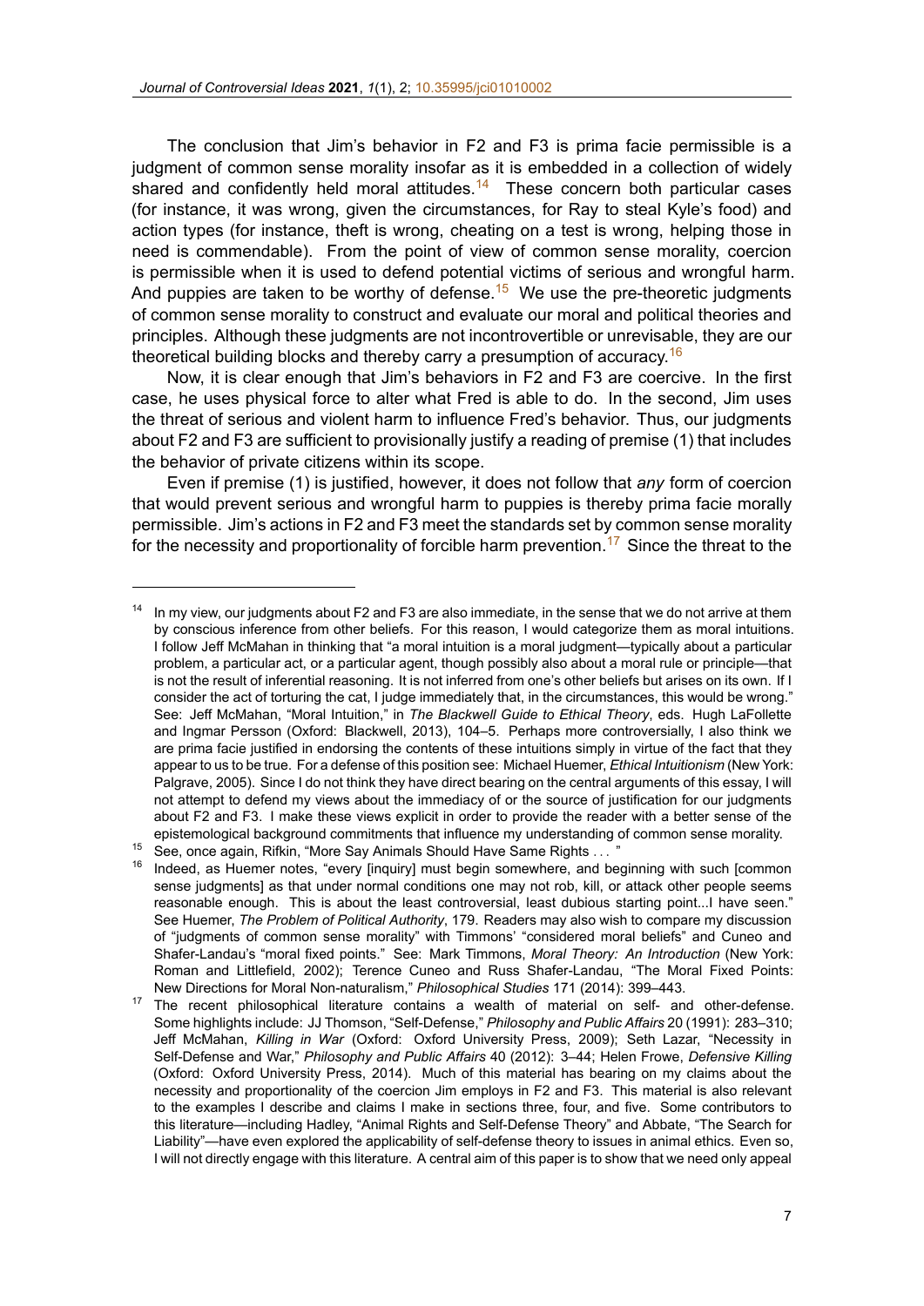The conclusion that Jim's behavior in F2 and F3 is prima facie permissible is a judgment of common sense morality insofar as it is embedded in a collection of widely shared and confidently held moral attitudes.[14] These concern both particular cases (for instance, it was wrong, given the circumstances, for Ray to steal Kyle's food) and action types (for instance, theft is wrong, cheating on a test is wrong, helping those in need is commendable). From the point of view of common sense morality, coercion is permissible when it is used to defend potential victims of serious and wrongful harm. And puppies are taken to be worthy of defense.[15] We use the pre-theoretic judgments of common sense morality to construct and evaluate our moral and political theories and principles. Although these judgments are not incontrovertible or unrevisable, they are our theoretical building blocks and thereby carry a presumption of accuracy.[16]

Now, it is clear enough that Jim's behaviors in F2 and F3 are coercive. In the first case, he uses physical force to alter what Fred is able to do. In the second, Jim uses the threat of serious and violent harm to influence Fred's behavior. Thus, our judgments about F2 and F3 are sufficient to provisionally justify a reading of premise (1) that includes the behavior of private citizens within its scope.

Even if premise (1) is justified, however, it does not follow that *any* form of coercion that would prevent serious and wrongful harm to puppies is thereby prima facie morally permissible. Jim's actions in F2 and F3 meet the standards set by common sense morality for the necessity and proportionality of forcible harm prevention.[17] Since the threat to the

---

[14] In my view, our judgments about F2 and F3 are also immediate, in the sense that we do not arrive at them by conscious inference from other beliefs. For this reason, I would categorize them as moral intuitions. I follow Jeff McMahan in thinking that "a moral intuition is a moral judgment—typically about a particular problem, a particular act, or a particular agent, though possibly also about a moral rule or principle—that is not the result of inferential reasoning. It is not inferred from one's other beliefs but arises on its own. If I consider the act of torturing the cat, I judge immediately that, in the circumstances, this would be wrong." See: Jeff McMahan, "Moral Intuition," in *The Blackwell Guide to Ethical Theory*, eds. Hugh LaFollette and Ingmar Persson (Oxford: Blackwell, 2013), 104–5. Perhaps more controversially, I also think we are prima facie justified in endorsing the contents of these intuitions simply in virtue of the fact that they appear to us to be true. For a defense of this position see: Michael Huemer, *Ethical Intuitionism* (New York: Palgrave, 2005). Since I do not think they have direct bearing on the central arguments of this essay, I will not attempt to defend my views about the immediacy of or the source of justification for our judgments about F2 and F3. I make these views explicit in order to provide the reader with a better sense of the epistemological background commitments that influence my understanding of common sense morality.

[15] See, once again, Rifkin, "More Say Animals Should Have Same Rights . . . "

[16] Indeed, as Huemer notes, "every [inquiry] must begin somewhere, and beginning with such [common sense judgments] as that under normal conditions one may not rob, kill, or attack other people seems reasonable enough. This is about the least controversial, least dubious starting point...I have seen." See Huemer, *The Problem of Political Authority*, 179. Readers may also wish to compare my discussion of "judgments of common sense morality" with Timmons' "considered moral beliefs" and Cuneo and Shafer-Landau's "moral fixed points." See: Mark Timmons, *Moral Theory: An Introduction* (New York: Roman and Littlefield, 2002); Terence Cuneo and Russ Shafer-Landau, "The Moral Fixed Points: New Directions for Moral Non-naturalism," *Philosophical Studies* 171 (2014): 399–443.

[17] The recent philosophical literature contains a wealth of material on self- and other-defense. Some highlights include: JJ Thomson, "Self-Defense," *Philosophy and Public Affairs* 20 (1991): 283–310; Jeff McMahan, *Killing in War* (Oxford: Oxford University Press, 2009); Seth Lazar, "Necessity in Self-Defense and War," *Philosophy and Public Affairs* 40 (2012): 3–44; Helen Frowe, *Defensive Killing* (Oxford: Oxford University Press, 2014). Much of this material has bearing on my claims about the necessity and proportionality of the coercion Jim employs in F2 and F3. This material is also relevant to the examples I describe and claims I make in sections three, four, and five. Some contributors to this literature—including Hadley, "Animal Rights and Self-Defense Theory" and Abbate, "The Search for Liability"—have even explored the applicability of self-defense theory to issues in animal ethics. Even so, I will not directly engage with this literature. A central aim of this paper is to show that we need only appeal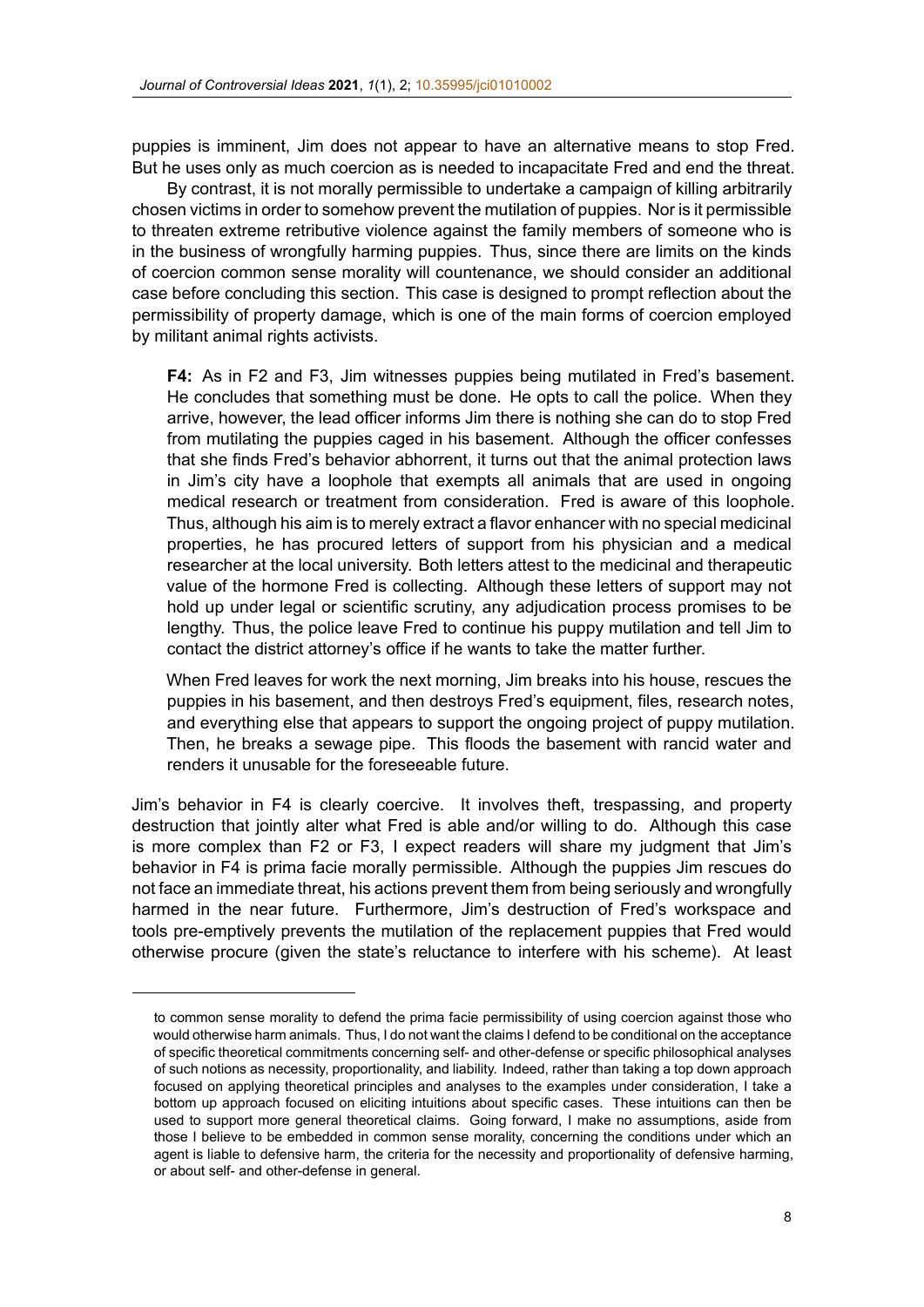puppies is imminent, Jim does not appear to have an alternative means to stop Fred. But he uses only as much coercion as is needed to incapacitate Fred and end the threat.

By contrast, it is not morally permissible to undertake a campaign of killing arbitrarily chosen victims in order to somehow prevent the mutilation of puppies. Nor is it permissible to threaten extreme retributive violence against the family members of someone who is in the business of wrongfully harming puppies. Thus, since there are limits on the kinds of coercion common sense morality will countenance, we should consider an additional case before concluding this section. This case is designed to prompt reflection about the permissibility of property damage, which is one of the main forms of coercion employed by militant animal rights activists.

> **F4:** As in F2 and F3, Jim witnesses puppies being mutilated in Fred's basement. He concludes that something must be done. He opts to call the police. When they arrive, however, the lead officer informs Jim there is nothing she can do to stop Fred from mutilating the puppies caged in his basement. Although the officer confesses that she finds Fred's behavior abhorrent, it turns out that the animal protection laws in Jim's city have a loophole that exempts all animals that are used in ongoing medical research or treatment from consideration. Fred is aware of this loophole. Thus, although his aim is to merely extract a flavor enhancer with no special medicinal properties, he has procured letters of support from his physician and a medical researcher at the local university. Both letters attest to the medicinal and therapeutic value of the hormone Fred is collecting. Although these letters of support may not hold up under legal or scientific scrutiny, any adjudication process promises to be lengthy. Thus, the police leave Fred to continue his puppy mutilation and tell Jim to contact the district attorney's office if he wants to take the matter further.
>
> When Fred leaves for work the next morning, Jim breaks into his house, rescues the puppies in his basement, and then destroys Fred's equipment, files, research notes, and everything else that appears to support the ongoing project of puppy mutilation. Then, he breaks a sewage pipe. This floods the basement with rancid water and renders it unusable for the foreseeable future.

Jim's behavior in F4 is clearly coercive. It involves theft, trespassing, and property destruction that jointly alter what Fred is able and/or willing to do. Although this case is more complex than F2 or F3, I expect readers will share my judgment that Jim's behavior in F4 is prima facie morally permissible. Although the puppies Jim rescues do not face an immediate threat, his actions prevent them from being seriously and wrongfully harmed in the near future. Furthermore, Jim's destruction of Fred's workspace and tools pre-emptively prevents the mutilation of the replacement puppies that Fred would otherwise procure (given the state's reluctance to interfere with his scheme). At least

---

to common sense morality to defend the prima facie permissibility of using coercion against those who would otherwise harm animals. Thus, I do not want the claims I defend to be conditional on the acceptance of specific theoretical commitments concerning self- and other-defense or specific philosophical analyses of such notions as necessity, proportionality, and liability. Indeed, rather than taking a top down approach focused on applying theoretical principles and analyses to the examples under consideration, I take a bottom up approach focused on eliciting intuitions about specific cases. These intuitions can then be used to support more general theoretical claims. Going forward, I make no assumptions, aside from those I believe to be embedded in common sense morality, concerning the conditions under which an agent is liable to defensive harm, the criteria for the necessity and proportionality of defensive harming, or about self- and other-defense in general.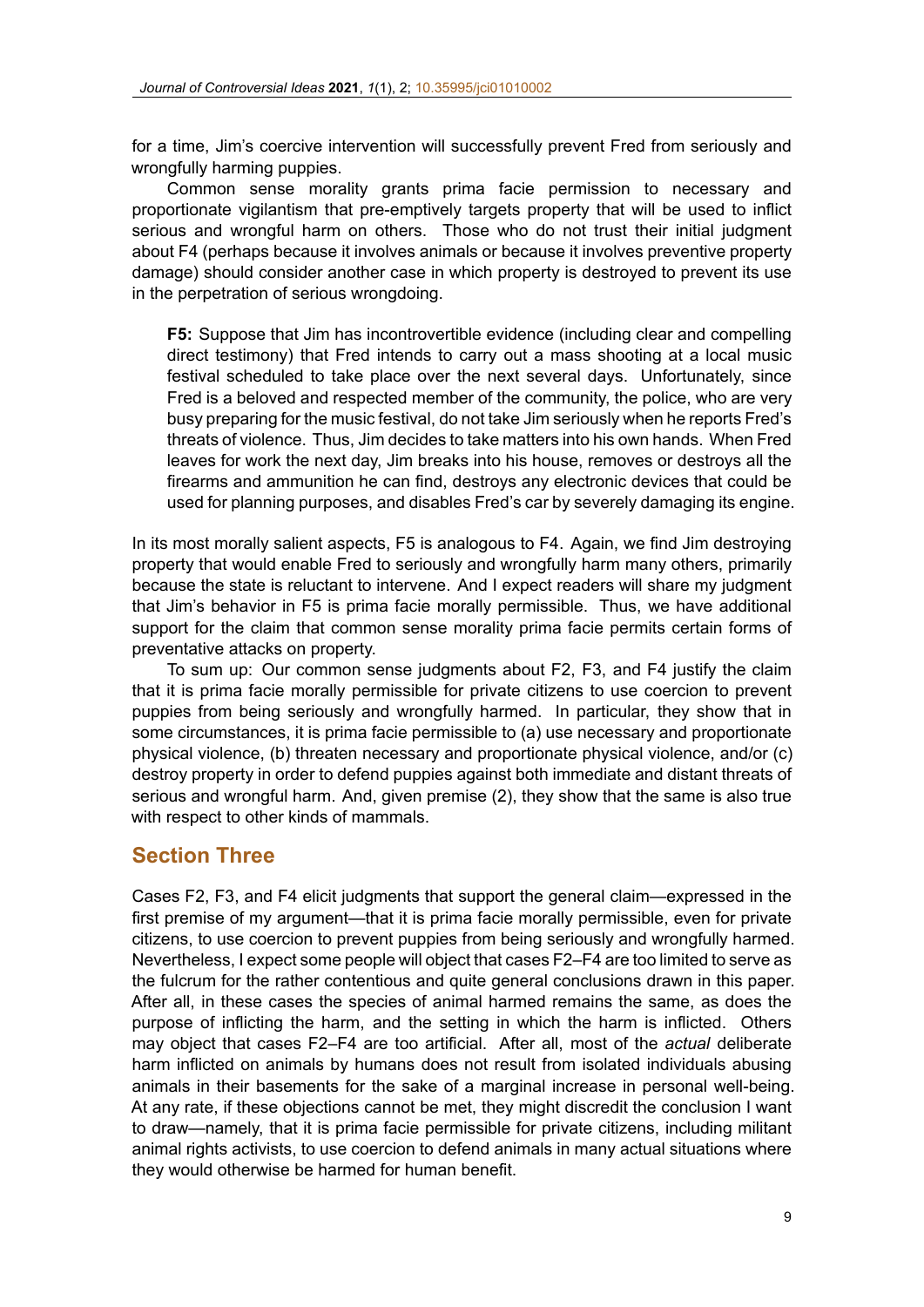for a time, Jim's coercive intervention will successfully prevent Fred from seriously and wrongfully harming puppies.

Common sense morality grants prima facie permission to necessary and proportionate vigilantism that pre-emptively targets property that will be used to inflict serious and wrongful harm on others. Those who do not trust their initial judgment about F4 (perhaps because it involves animals or because it involves preventive property damage) should consider another case in which property is destroyed to prevent its use in the perpetration of serious wrongdoing.

> **F5:** Suppose that Jim has incontrovertible evidence (including clear and compelling direct testimony) that Fred intends to carry out a mass shooting at a local music festival scheduled to take place over the next several days. Unfortunately, since Fred is a beloved and respected member of the community, the police, who are very busy preparing for the music festival, do not take Jim seriously when he reports Fred's threats of violence. Thus, Jim decides to take matters into his own hands. When Fred leaves for work the next day, Jim breaks into his house, removes or destroys all the firearms and ammunition he can find, destroys any electronic devices that could be used for planning purposes, and disables Fred's car by severely damaging its engine.

In its most morally salient aspects, F5 is analogous to F4. Again, we find Jim destroying property that would enable Fred to seriously and wrongfully harm many others, primarily because the state is reluctant to intervene. And I expect readers will share my judgment that Jim's behavior in F5 is prima facie morally permissible. Thus, we have additional support for the claim that common sense morality prima facie permits certain forms of preventative attacks on property.

To sum up: Our common sense judgments about F2, F3, and F4 justify the claim that it is prima facie morally permissible for private citizens to use coercion to prevent puppies from being seriously and wrongfully harmed. In particular, they show that in some circumstances, it is prima facie permissible to (a) use necessary and proportionate physical violence, (b) threaten necessary and proportionate physical violence, and/or (c) destroy property in order to defend puppies against both immediate and distant threats of serious and wrongful harm. And, given premise (2), they show that the same is also true with respect to other kinds of mammals.

## Section Three

Cases F2, F3, and F4 elicit judgments that support the general claim—expressed in the first premise of my argument—that it is prima facie morally permissible, even for private citizens, to use coercion to prevent puppies from being seriously and wrongfully harmed. Nevertheless, I expect some people will object that cases F2–F4 are too limited to serve as the fulcrum for the rather contentious and quite general conclusions drawn in this paper. After all, in these cases the species of animal harmed remains the same, as does the purpose of inflicting the harm, and the setting in which the harm is inflicted. Others may object that cases F2–F4 are too artificial. After all, most of the *actual* deliberate harm inflicted on animals by humans does not result from isolated individuals abusing animals in their basements for the sake of a marginal increase in personal well-being. At any rate, if these objections cannot be met, they might discredit the conclusion I want to draw—namely, that it is prima facie permissible for private citizens, including militant animal rights activists, to use coercion to defend animals in many actual situations where they would otherwise be harmed for human benefit.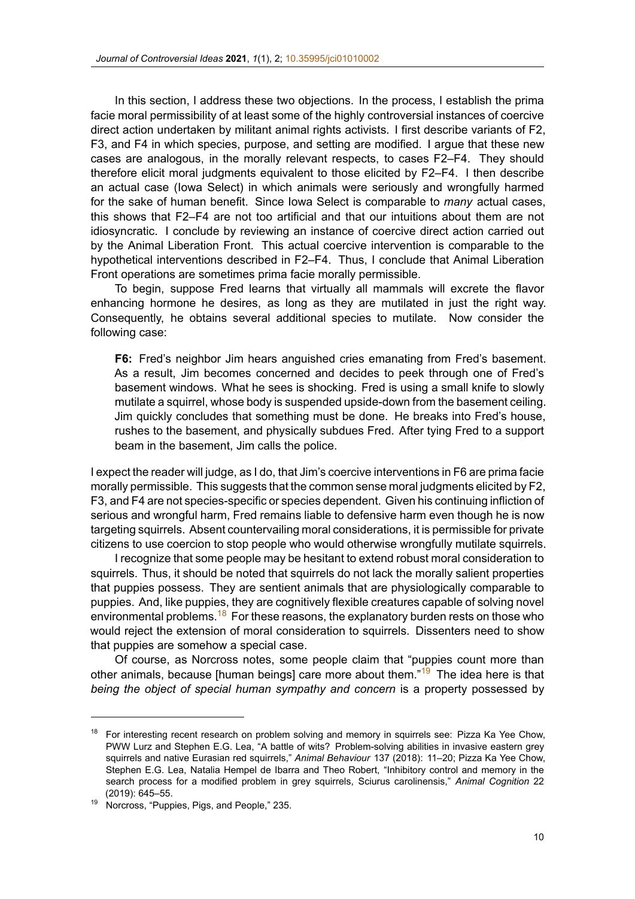In this section, I address these two objections. In the process, I establish the prima facie moral permissibility of at least some of the highly controversial instances of coercive direct action undertaken by militant animal rights activists. I first describe variants of F2, F3, and F4 in which species, purpose, and setting are modified. I argue that these new cases are analogous, in the morally relevant respects, to cases F2–F4. They should therefore elicit moral judgments equivalent to those elicited by F2–F4. I then describe an actual case (Iowa Select) in which animals were seriously and wrongfully harmed for the sake of human benefit. Since Iowa Select is comparable to *many* actual cases, this shows that F2–F4 are not too artificial and that our intuitions about them are not idiosyncratic. I conclude by reviewing an instance of coercive direct action carried out by the Animal Liberation Front. This actual coercive intervention is comparable to the hypothetical interventions described in F2–F4. Thus, I conclude that Animal Liberation Front operations are sometimes prima facie morally permissible.

To begin, suppose Fred learns that virtually all mammals will excrete the flavor enhancing hormone he desires, as long as they are mutilated in just the right way. Consequently, he obtains several additional species to mutilate. Now consider the following case:

> **F6:** Fred's neighbor Jim hears anguished cries emanating from Fred's basement. As a result, Jim becomes concerned and decides to peek through one of Fred's basement windows. What he sees is shocking. Fred is using a small knife to slowly mutilate a squirrel, whose body is suspended upside-down from the basement ceiling. Jim quickly concludes that something must be done. He breaks into Fred's house, rushes to the basement, and physically subdues Fred. After tying Fred to a support beam in the basement, Jim calls the police.

I expect the reader will judge, as I do, that Jim's coercive interventions in F6 are prima facie morally permissible. This suggests that the common sense moral judgments elicited by F2, F3, and F4 are not species-specific or species dependent. Given his continuing infliction of serious and wrongful harm, Fred remains liable to defensive harm even though he is now targeting squirrels. Absent countervailing moral considerations, it is permissible for private citizens to use coercion to stop people who would otherwise wrongfully mutilate squirrels.

I recognize that some people may be hesitant to extend robust moral consideration to squirrels. Thus, it should be noted that squirrels do not lack the morally salient properties that puppies possess. They are sentient animals that are physiologically comparable to puppies. And, like puppies, they are cognitively flexible creatures capable of solving novel environmental problems.[18] For these reasons, the explanatory burden rests on those who would reject the extension of moral consideration to squirrels. Dissenters need to show that puppies are somehow a special case.

Of course, as Norcross notes, some people claim that "puppies count more than other animals, because [human beings] care more about them."[19] The idea here is that *being the object of special human sympathy and concern* is a property possessed by

---

[18] For interesting recent research on problem solving and memory in squirrels see: Pizza Ka Yee Chow, PWW Lurz and Stephen E.G. Lea, "A battle of wits? Problem-solving abilities in invasive eastern grey squirrels and native Eurasian red squirrels," *Animal Behaviour* 137 (2018): 11–20; Pizza Ka Yee Chow, Stephen E.G. Lea, Natalia Hempel de Ibarra and Theo Robert, "Inhibitory control and memory in the search process for a modified problem in grey squirrels, Sciurus carolinensis," *Animal Cognition* 22 (2019): 645–55.

[19] Norcross, "Puppies, Pigs, and People," 235.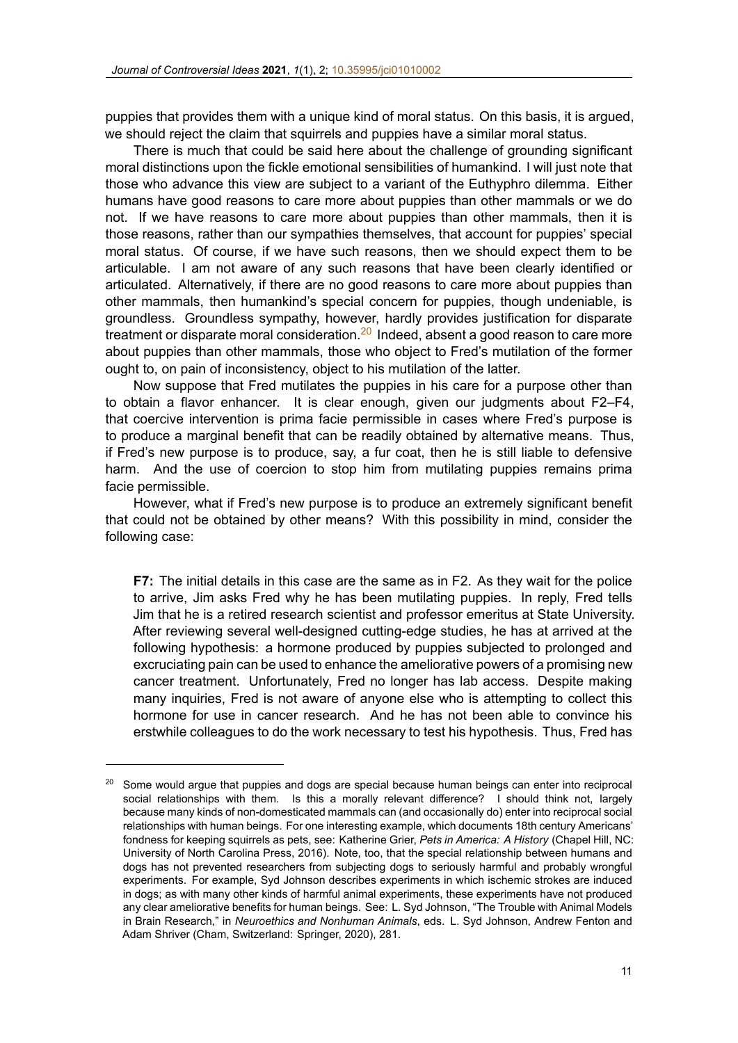puppies that provides them with a unique kind of moral status. On this basis, it is argued, we should reject the claim that squirrels and puppies have a similar moral status.

There is much that could be said here about the challenge of grounding significant moral distinctions upon the fickle emotional sensibilities of humankind. I will just note that those who advance this view are subject to a variant of the Euthyphro dilemma. Either humans have good reasons to care more about puppies than other mammals or we do not. If we have reasons to care more about puppies than other mammals, then it is those reasons, rather than our sympathies themselves, that account for puppies' special moral status. Of course, if we have such reasons, then we should expect them to be articulable. I am not aware of any such reasons that have been clearly identified or articulated. Alternatively, if there are no good reasons to care more about puppies than other mammals, then humankind's special concern for puppies, though undeniable, is groundless. Groundless sympathy, however, hardly provides justification for disparate treatment or disparate moral consideration.[20] Indeed, absent a good reason to care more about puppies than other mammals, those who object to Fred's mutilation of the former ought to, on pain of inconsistency, object to his mutilation of the latter.

Now suppose that Fred mutilates the puppies in his care for a purpose other than to obtain a flavor enhancer. It is clear enough, given our judgments about F2–F4, that coercive intervention is prima facie permissible in cases where Fred's purpose is to produce a marginal benefit that can be readily obtained by alternative means. Thus, if Fred's new purpose is to produce, say, a fur coat, then he is still liable to defensive harm. And the use of coercion to stop him from mutilating puppies remains prima facie permissible.

However, what if Fred's new purpose is to produce an extremely significant benefit that could not be obtained by other means? With this possibility in mind, consider the following case:

> **F7:** The initial details in this case are the same as in F2. As they wait for the police to arrive, Jim asks Fred why he has been mutilating puppies. In reply, Fred tells Jim that he is a retired research scientist and professor emeritus at State University. After reviewing several well-designed cutting-edge studies, he has at arrived at the following hypothesis: a hormone produced by puppies subjected to prolonged and excruciating pain can be used to enhance the ameliorative powers of a promising new cancer treatment. Unfortunately, Fred no longer has lab access. Despite making many inquiries, Fred is not aware of anyone else who is attempting to collect this hormone for use in cancer research. And he has not been able to convince his erstwhile colleagues to do the work necessary to test his hypothesis. Thus, Fred has

[20] Some would argue that puppies and dogs are special because human beings can enter into reciprocal social relationships with them. Is this a morally relevant difference? I should think not, largely because many kinds of non-domesticated mammals can (and occasionally do) enter into reciprocal social relationships with human beings. For one interesting example, which documents 18th century Americans' fondness for keeping squirrels as pets, see: Katherine Grier, *Pets in America: A History* (Chapel Hill, NC: University of North Carolina Press, 2016). Note, too, that the special relationship between humans and dogs has not prevented researchers from subjecting dogs to seriously harmful and probably wrongful experiments. For example, Syd Johnson describes experiments in which ischemic strokes are induced in dogs; as with many other kinds of harmful animal experiments, these experiments have not produced any clear ameliorative benefits for human beings. See: L. Syd Johnson, "The Trouble with Animal Models in Brain Research," in *Neuroethics and Nonhuman Animals*, eds. L. Syd Johnson, Andrew Fenton and Adam Shriver (Cham, Switzerland: Springer, 2020), 281.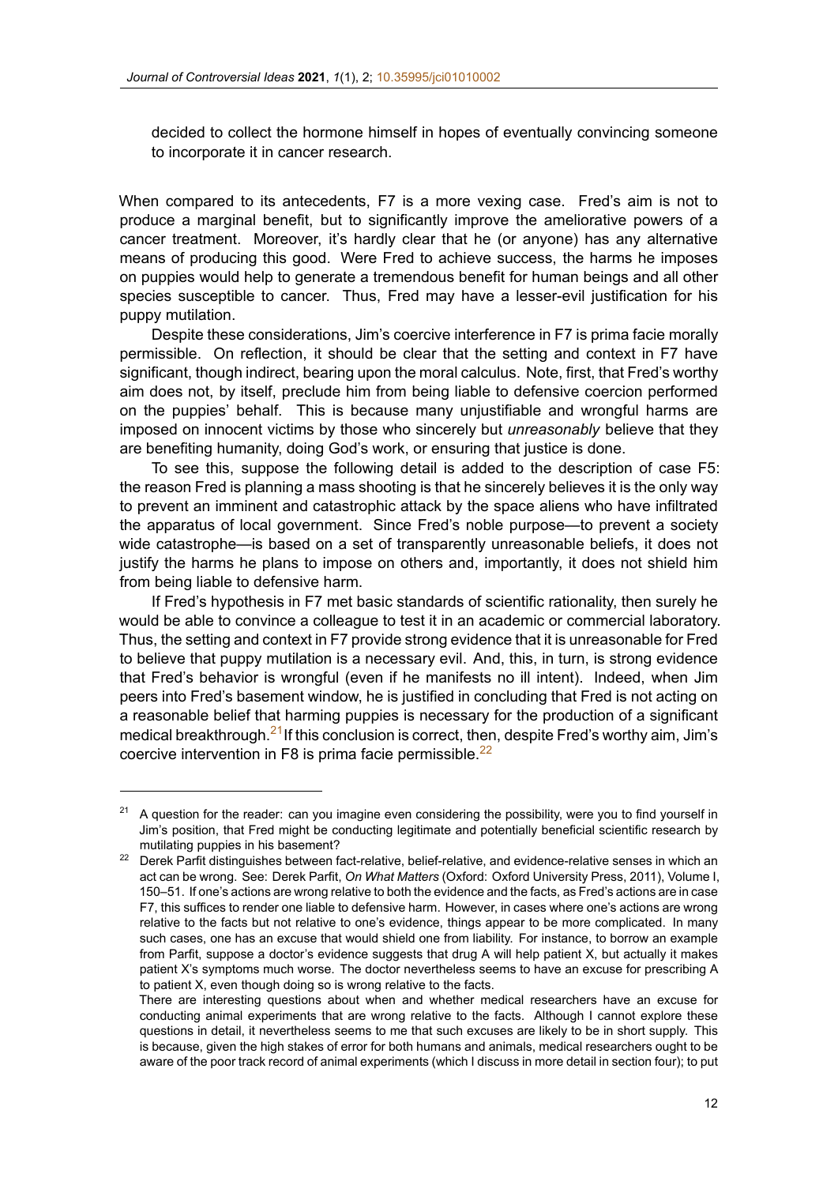decided to collect the hormone himself in hopes of eventually convincing someone to incorporate it in cancer research.

When compared to its antecedents, F7 is a more vexing case. Fred's aim is not to produce a marginal benefit, but to significantly improve the ameliorative powers of a cancer treatment. Moreover, it's hardly clear that he (or anyone) has any alternative means of producing this good. Were Fred to achieve success, the harms he imposes on puppies would help to generate a tremendous benefit for human beings and all other species susceptible to cancer. Thus, Fred may have a lesser-evil justification for his puppy mutilation.

Despite these considerations, Jim's coercive interference in F7 is prima facie morally permissible. On reflection, it should be clear that the setting and context in F7 have significant, though indirect, bearing upon the moral calculus. Note, first, that Fred's worthy aim does not, by itself, preclude him from being liable to defensive coercion performed on the puppies' behalf. This is because many unjustifiable and wrongful harms are imposed on innocent victims by those who sincerely but *unreasonably* believe that they are benefiting humanity, doing God's work, or ensuring that justice is done.

To see this, suppose the following detail is added to the description of case F5: the reason Fred is planning a mass shooting is that he sincerely believes it is the only way to prevent an imminent and catastrophic attack by the space aliens who have infiltrated the apparatus of local government. Since Fred's noble purpose—to prevent a society wide catastrophe—is based on a set of transparently unreasonable beliefs, it does not justify the harms he plans to impose on others and, importantly, it does not shield him from being liable to defensive harm.

If Fred's hypothesis in F7 met basic standards of scientific rationality, then surely he would be able to convince a colleague to test it in an academic or commercial laboratory. Thus, the setting and context in F7 provide strong evidence that it is unreasonable for Fred to believe that puppy mutilation is a necessary evil. And, this, in turn, is strong evidence that Fred's behavior is wrongful (even if he manifests no ill intent). Indeed, when Jim peers into Fred's basement window, he is justified in concluding that Fred is not acting on a reasonable belief that harming puppies is necessary for the production of a significant medical breakthrough.[21] If this conclusion is correct, then, despite Fred's worthy aim, Jim's coercive intervention in F8 is prima facie permissible.[22]

---

[21] A question for the reader: can you imagine even considering the possibility, were you to find yourself in Jim's position, that Fred might be conducting legitimate and potentially beneficial scientific research by mutilating puppies in his basement?

[22] Derek Parfit distinguishes between fact-relative, belief-relative, and evidence-relative senses in which an act can be wrong. See: Derek Parfit, *On What Matters* (Oxford: Oxford University Press, 2011), Volume I, 150–51. If one's actions are wrong relative to both the evidence and the facts, as Fred's actions are in case F7, this suffices to render one liable to defensive harm. However, in cases where one's actions are wrong relative to the facts but not relative to one's evidence, things appear to be more complicated. In many such cases, one has an excuse that would shield one from liability. For instance, to borrow an example from Parfit, suppose a doctor's evidence suggests that drug A will help patient X, but actually it makes patient X's symptoms much worse. The doctor nevertheless seems to have an excuse for prescribing A to patient X, even though doing so is wrong relative to the facts.

There are interesting questions about when and whether medical researchers have an excuse for conducting animal experiments that are wrong relative to the facts. Although I cannot explore these questions in detail, it nevertheless seems to me that such excuses are likely to be in short supply. This is because, given the high stakes of error for both humans and animals, medical researchers ought to be aware of the poor track record of animal experiments (which I discuss in more detail in section four); to put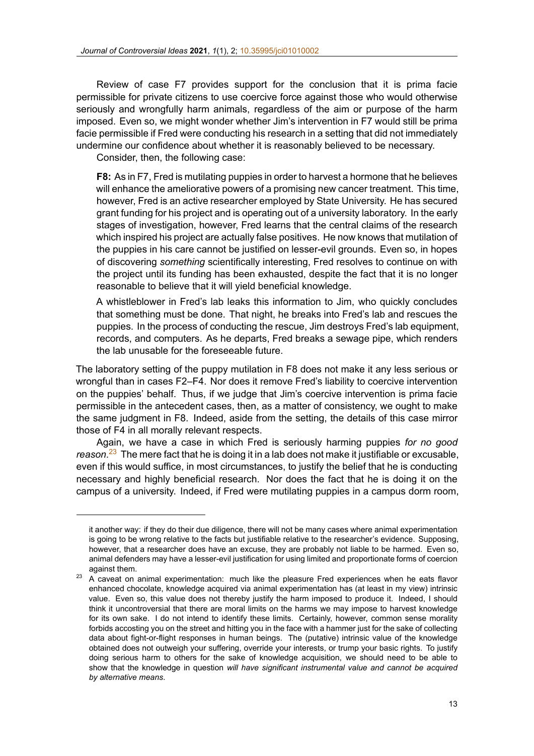Review of case F7 provides support for the conclusion that it is prima facie permissible for private citizens to use coercive force against those who would otherwise seriously and wrongfully harm animals, regardless of the aim or purpose of the harm imposed. Even so, we might wonder whether Jim's intervention in F7 would still be prima facie permissible if Fred were conducting his research in a setting that did not immediately undermine our confidence about whether it is reasonably believed to be necessary.

Consider, then, the following case:

> **F8:** As in F7, Fred is mutilating puppies in order to harvest a hormone that he believes will enhance the ameliorative powers of a promising new cancer treatment. This time, however, Fred is an active researcher employed by State University. He has secured grant funding for his project and is operating out of a university laboratory. In the early stages of investigation, however, Fred learns that the central claims of the research which inspired his project are actually false positives. He now knows that mutilation of the puppies in his care cannot be justified on lesser-evil grounds. Even so, in hopes of discovering *something* scientifically interesting, Fred resolves to continue on with the project until its funding has been exhausted, despite the fact that it is no longer reasonable to believe that it will yield beneficial knowledge.
>
> A whistleblower in Fred's lab leaks this information to Jim, who quickly concludes that something must be done. That night, he breaks into Fred's lab and rescues the puppies. In the process of conducting the rescue, Jim destroys Fred's lab equipment, records, and computers. As he departs, Fred breaks a sewage pipe, which renders the lab unusable for the foreseeable future.

The laboratory setting of the puppy mutilation in F8 does not make it any less serious or wrongful than in cases F2–F4. Nor does it remove Fred's liability to coercive intervention on the puppies' behalf. Thus, if we judge that Jim's coercive intervention is prima facie permissible in the antecedent cases, then, as a matter of consistency, we ought to make the same judgment in F8. Indeed, aside from the setting, the details of this case mirror those of F4 in all morally relevant respects.

Again, we have a case in which Fred is seriously harming puppies *for no good reason*.[23] The mere fact that he is doing it in a lab does not make it justifiable or excusable, even if this would suffice, in most circumstances, to justify the belief that he is conducting necessary and highly beneficial research. Nor does the fact that he is doing it on the campus of a university. Indeed, if Fred were mutilating puppies in a campus dorm room,

---

it another way: if they do their due diligence, there will not be many cases where animal experimentation is going to be wrong relative to the facts but justifiable relative to the researcher's evidence. Supposing, however, that a researcher does have an excuse, they are probably not liable to be harmed. Even so, animal defenders may have a lesser-evil justification for using limited and proportionate forms of coercion against them.

[23] A caveat on animal experimentation: much like the pleasure Fred experiences when he eats flavor enhanced chocolate, knowledge acquired via animal experimentation has (at least in my view) intrinsic value. Even so, this value does not thereby justify the harm imposed to produce it. Indeed, I should think it uncontroversial that there are moral limits on the harms we may impose to harvest knowledge for its own sake. I do not intend to identify these limits. Certainly, however, common sense morality forbids accosting you on the street and hitting you in the face with a hammer just for the sake of collecting data about fight-or-flight responses in human beings. The (putative) intrinsic value of the knowledge obtained does not outweigh your suffering, override your interests, or trump your basic rights. To justify doing serious harm to others for the sake of knowledge acquisition, we should need to be able to show that the knowledge in question *will have significant instrumental value and cannot be acquired by alternative means*.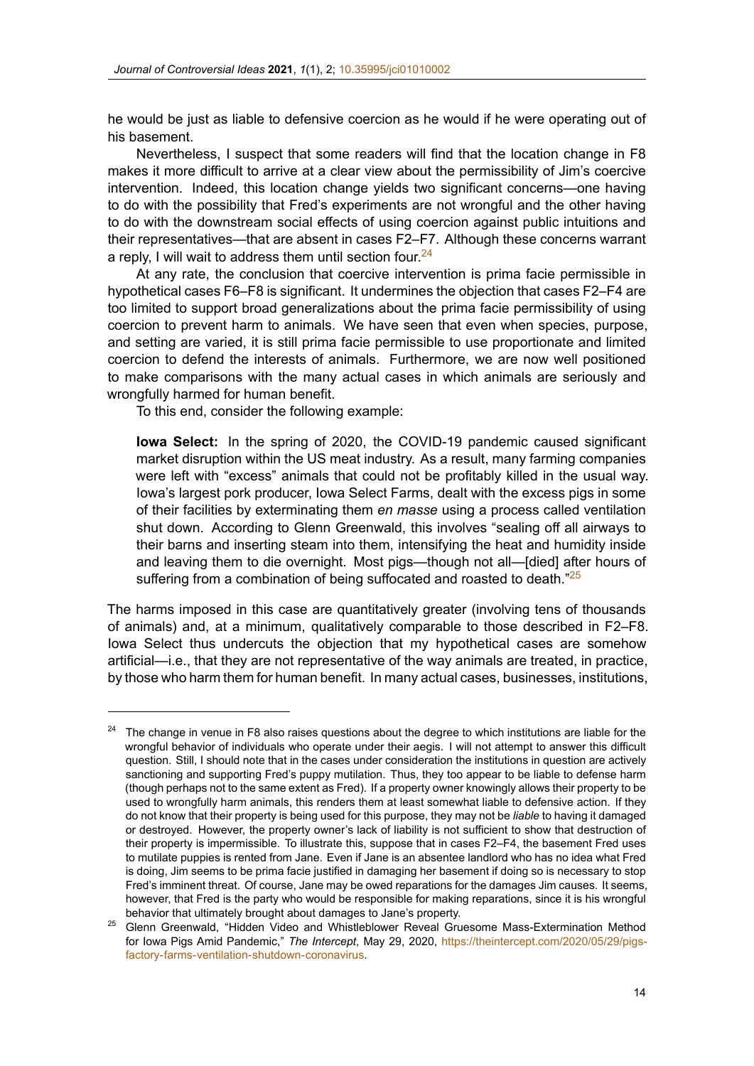he would be just as liable to defensive coercion as he would if he were operating out of his basement.

Nevertheless, I suspect that some readers will find that the location change in F8 makes it more difficult to arrive at a clear view about the permissibility of Jim's coercive intervention. Indeed, this location change yields two significant concerns—one having to do with the possibility that Fred's experiments are not wrongful and the other having to do with the downstream social effects of using coercion against public intuitions and their representatives—that are absent in cases F2–F7. Although these concerns warrant a reply, I will wait to address them until section four.[24]

At any rate, the conclusion that coercive intervention is prima facie permissible in hypothetical cases F6–F8 is significant. It undermines the objection that cases F2–F4 are too limited to support broad generalizations about the prima facie permissibility of using coercion to prevent harm to animals. We have seen that even when species, purpose, and setting are varied, it is still prima facie permissible to use proportionate and limited coercion to defend the interests of animals. Furthermore, we are now well positioned to make comparisons with the many actual cases in which animals are seriously and wrongfully harmed for human benefit.

To this end, consider the following example:

> **Iowa Select:** In the spring of 2020, the COVID-19 pandemic caused significant market disruption within the US meat industry. As a result, many farming companies were left with "excess" animals that could not be profitably killed in the usual way. Iowa's largest pork producer, Iowa Select Farms, dealt with the excess pigs in some of their facilities by exterminating them *en masse* using a process called ventilation shut down. According to Glenn Greenwald, this involves "sealing off all airways to their barns and inserting steam into them, intensifying the heat and humidity inside and leaving them to die overnight. Most pigs—though not all—[died] after hours of suffering from a combination of being suffocated and roasted to death."[25]

The harms imposed in this case are quantitatively greater (involving tens of thousands of animals) and, at a minimum, qualitatively comparable to those described in F2–F8. Iowa Select thus undercuts the objection that my hypothetical cases are somehow artificial—i.e., that they are not representative of the way animals are treated, in practice, by those who harm them for human benefit. In many actual cases, businesses, institutions,

---

[24] The change in venue in F8 also raises questions about the degree to which institutions are liable for the wrongful behavior of individuals who operate under their aegis. I will not attempt to answer this difficult question. Still, I should note that in the cases under consideration the institutions in question are actively sanctioning and supporting Fred's puppy mutilation. Thus, they too appear to be liable to defense harm (though perhaps not to the same extent as Fred). If a property owner knowingly allows their property to be used to wrongfully harm animals, this renders them at least somewhat liable to defensive action. If they do not know that their property is being used for this purpose, they may not be *liable* to having it damaged or destroyed. However, the property owner's lack of liability is not sufficient to show that destruction of their property is impermissible. To illustrate this, suppose that in cases F2–F4, the basement Fred uses to mutilate puppies is rented from Jane. Even if Jane is an absentee landlord who has no idea what Fred is doing, Jim seems to be prima facie justified in damaging her basement if doing so is necessary to stop Fred's imminent threat. Of course, Jane may be owed reparations for the damages Jim causes. It seems, however, that Fred is the party who would be responsible for making reparations, since it is his wrongful behavior that ultimately brought about damages to Jane's property.

[25] Glenn Greenwald, "Hidden Video and Whistleblower Reveal Gruesome Mass-Extermination Method for Iowa Pigs Amid Pandemic," *The Intercept*, May 29, 2020, https://theintercept.com/2020/05/29/pigs-factory-farms-ventilation-shutdown-coronavirus.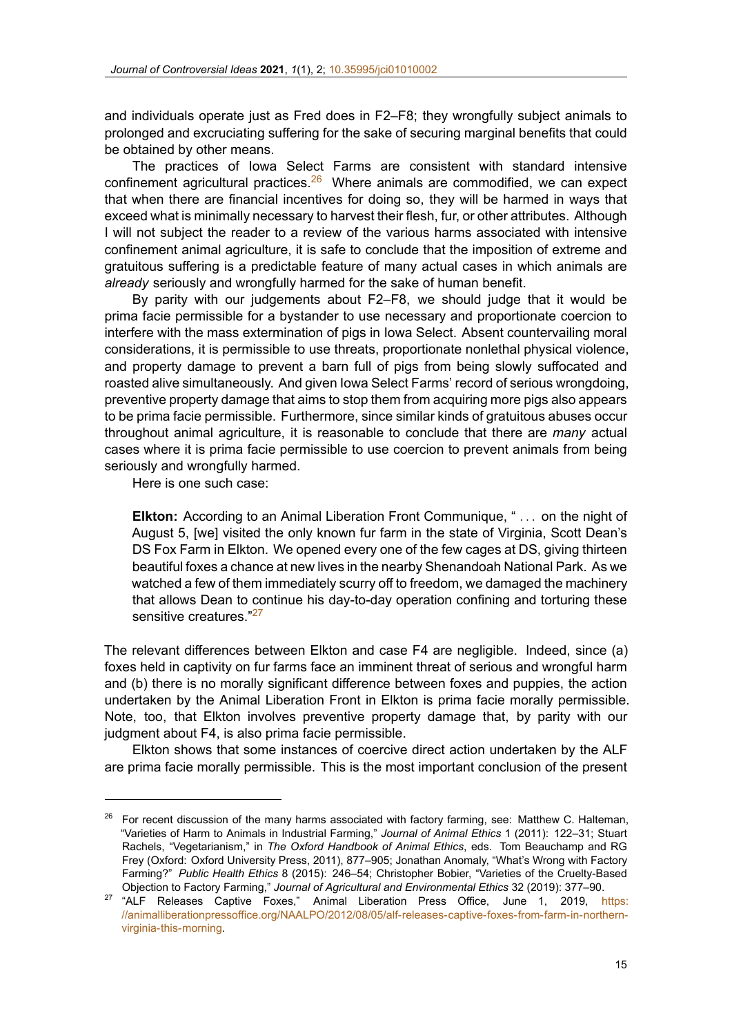and individuals operate just as Fred does in F2–F8; they wrongfully subject animals to prolonged and excruciating suffering for the sake of securing marginal benefits that could be obtained by other means.

The practices of Iowa Select Farms are consistent with standard intensive confinement agricultural practices.[26] Where animals are commodified, we can expect that when there are financial incentives for doing so, they will be harmed in ways that exceed what is minimally necessary to harvest their flesh, fur, or other attributes. Although I will not subject the reader to a review of the various harms associated with intensive confinement animal agriculture, it is safe to conclude that the imposition of extreme and gratuitous suffering is a predictable feature of many actual cases in which animals are *already* seriously and wrongfully harmed for the sake of human benefit.

By parity with our judgements about F2–F8, we should judge that it would be prima facie permissible for a bystander to use necessary and proportionate coercion to interfere with the mass extermination of pigs in Iowa Select. Absent countervailing moral considerations, it is permissible to use threats, proportionate nonlethal physical violence, and property damage to prevent a barn full of pigs from being slowly suffocated and roasted alive simultaneously. And given Iowa Select Farms' record of serious wrongdoing, preventive property damage that aims to stop them from acquiring more pigs also appears to be prima facie permissible. Furthermore, since similar kinds of gratuitous abuses occur throughout animal agriculture, it is reasonable to conclude that there are *many* actual cases where it is prima facie permissible to use coercion to prevent animals from being seriously and wrongfully harmed.

Here is one such case:

> **Elkton:** According to an Animal Liberation Front Communique, " . . . on the night of August 5, [we] visited the only known fur farm in the state of Virginia, Scott Dean's DS Fox Farm in Elkton. We opened every one of the few cages at DS, giving thirteen beautiful foxes a chance at new lives in the nearby Shenandoah National Park. As we watched a few of them immediately scurry off to freedom, we damaged the machinery that allows Dean to continue his day-to-day operation confining and torturing these sensitive creatures."[27]

The relevant differences between Elkton and case F4 are negligible. Indeed, since (a) foxes held in captivity on fur farms face an imminent threat of serious and wrongful harm and (b) there is no morally significant difference between foxes and puppies, the action undertaken by the Animal Liberation Front in Elkton is prima facie morally permissible. Note, too, that Elkton involves preventive property damage that, by parity with our judgment about F4, is also prima facie permissible.

Elkton shows that some instances of coercive direct action undertaken by the ALF are prima facie morally permissible. This is the most important conclusion of the present

---

[26] For recent discussion of the many harms associated with factory farming, see: Matthew C. Halteman, "Varieties of Harm to Animals in Industrial Farming," *Journal of Animal Ethics* 1 (2011): 122–31; Stuart Rachels, "Vegetarianism," in *The Oxford Handbook of Animal Ethics*, eds. Tom Beauchamp and RG Frey (Oxford: Oxford University Press, 2011), 877–905; Jonathan Anomaly, "What's Wrong with Factory Farming?" *Public Health Ethics* 8 (2015): 246–54; Christopher Bobier, "Varieties of the Cruelty-Based Objection to Factory Farming," *Journal of Agricultural and Environmental Ethics* 32 (2019): 377–90.

[27] "ALF Releases Captive Foxes," Animal Liberation Press Office, June 1, 2019, https://animalliberationpressoffice.org/NAALPO/2012/08/05/alf-releases-captive-foxes-from-farm-in-northern-virginia-this-morning.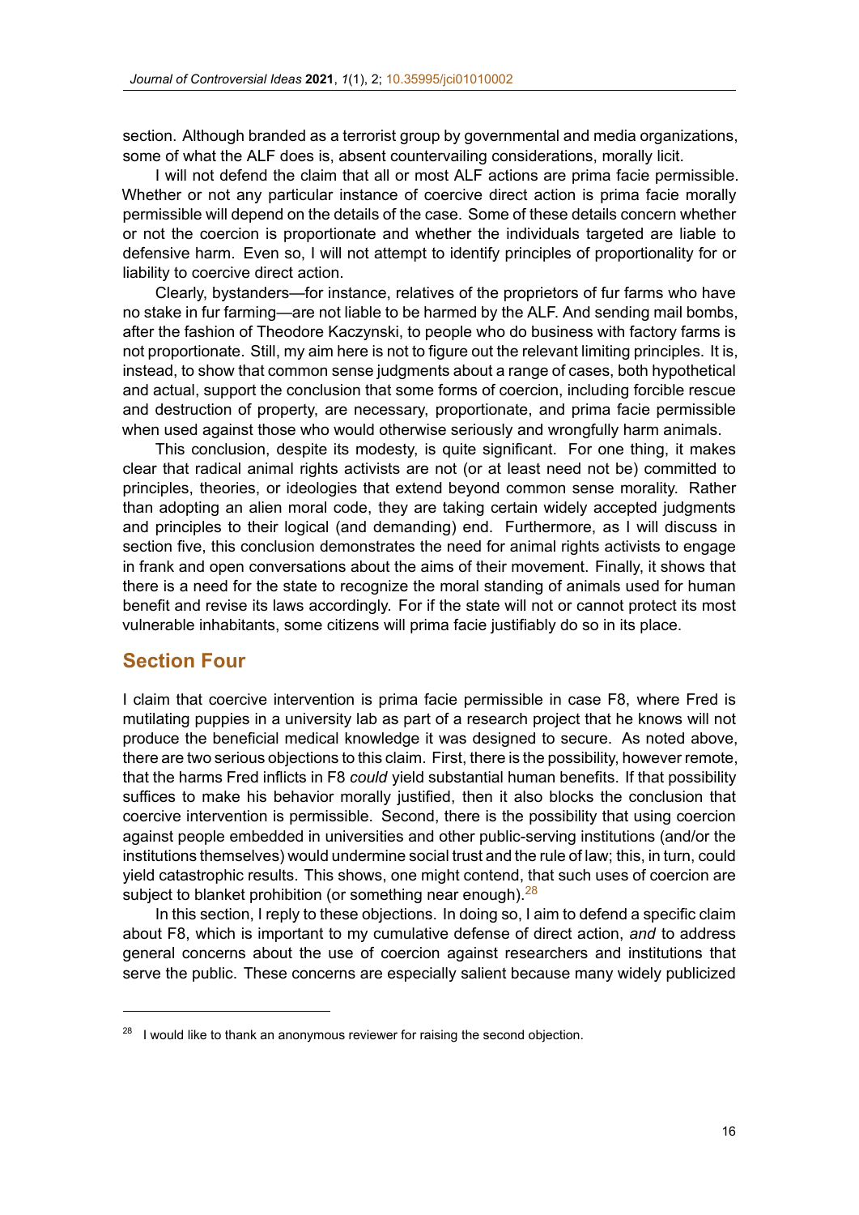section. Although branded as a terrorist group by governmental and media organizations, some of what the ALF does is, absent countervailing considerations, morally licit.

I will not defend the claim that all or most ALF actions are prima facie permissible. Whether or not any particular instance of coercive direct action is prima facie morally permissible will depend on the details of the case. Some of these details concern whether or not the coercion is proportionate and whether the individuals targeted are liable to defensive harm. Even so, I will not attempt to identify principles of proportionality for or liability to coercive direct action.

Clearly, bystanders—for instance, relatives of the proprietors of fur farms who have no stake in fur farming—are not liable to be harmed by the ALF. And sending mail bombs, after the fashion of Theodore Kaczynski, to people who do business with factory farms is not proportionate. Still, my aim here is not to figure out the relevant limiting principles. It is, instead, to show that common sense judgments about a range of cases, both hypothetical and actual, support the conclusion that some forms of coercion, including forcible rescue and destruction of property, are necessary, proportionate, and prima facie permissible when used against those who would otherwise seriously and wrongfully harm animals.

This conclusion, despite its modesty, is quite significant. For one thing, it makes clear that radical animal rights activists are not (or at least need not be) committed to principles, theories, or ideologies that extend beyond common sense morality. Rather than adopting an alien moral code, they are taking certain widely accepted judgments and principles to their logical (and demanding) end. Furthermore, as I will discuss in section five, this conclusion demonstrates the need for animal rights activists to engage in frank and open conversations about the aims of their movement. Finally, it shows that there is a need for the state to recognize the moral standing of animals used for human benefit and revise its laws accordingly. For if the state will not or cannot protect its most vulnerable inhabitants, some citizens will prima facie justifiably do so in its place.

## Section Four

I claim that coercive intervention is prima facie permissible in case F8, where Fred is mutilating puppies in a university lab as part of a research project that he knows will not produce the beneficial medical knowledge it was designed to secure. As noted above, there are two serious objections to this claim. First, there is the possibility, however remote, that the harms Fred inflicts in F8 *could* yield substantial human benefits. If that possibility suffices to make his behavior morally justified, then it also blocks the conclusion that coercive intervention is permissible. Second, there is the possibility that using coercion against people embedded in universities and other public-serving institutions (and/or the institutions themselves) would undermine social trust and the rule of law; this, in turn, could yield catastrophic results. This shows, one might contend, that such uses of coercion are subject to blanket prohibition (or something near enough).[28]

In this section, I reply to these objections. In doing so, I aim to defend a specific claim about F8, which is important to my cumulative defense of direct action, *and* to address general concerns about the use of coercion against researchers and institutions that serve the public. These concerns are especially salient because many widely publicized

[28] I would like to thank an anonymous reviewer for raising the second objection.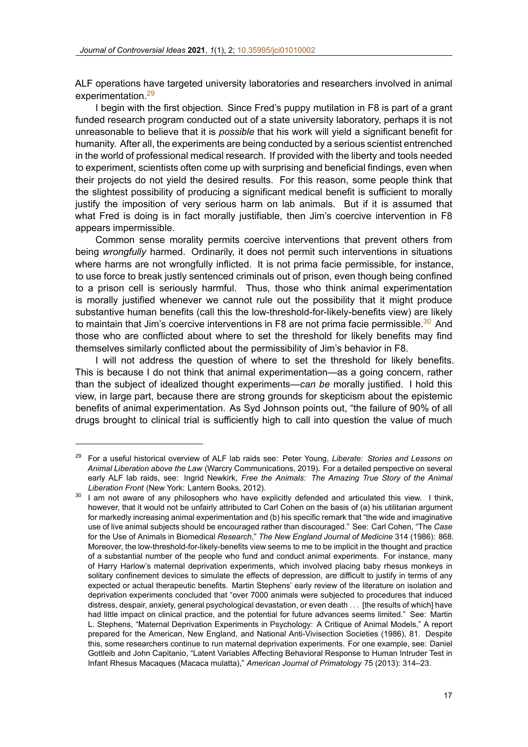ALF operations have targeted university laboratories and researchers involved in animal experimentation.[29]

I begin with the first objection. Since Fred's puppy mutilation in F8 is part of a grant funded research program conducted out of a state university laboratory, perhaps it is not unreasonable to believe that it is *possible* that his work will yield a significant benefit for humanity. After all, the experiments are being conducted by a serious scientist entrenched in the world of professional medical research. If provided with the liberty and tools needed to experiment, scientists often come up with surprising and beneficial findings, even when their projects do not yield the desired results. For this reason, some people think that the slightest possibility of producing a significant medical benefit is sufficient to morally justify the imposition of very serious harm on lab animals. But if it is assumed that what Fred is doing is in fact morally justifiable, then Jim's coercive intervention in F8 appears impermissible.

Common sense morality permits coercive interventions that prevent others from being *wrongfully* harmed. Ordinarily, it does not permit such interventions in situations where harms are not wrongfully inflicted. It is not prima facie permissible, for instance, to use force to break justly sentenced criminals out of prison, even though being confined to a prison cell is seriously harmful. Thus, those who think animal experimentation is morally justified whenever we cannot rule out the possibility that it might produce substantive human benefits (call this the low-threshold-for-likely-benefits view) are likely to maintain that Jim's coercive interventions in F8 are not prima facie permissible.[30] And those who are conflicted about where to set the threshold for likely benefits may find themselves similarly conflicted about the permissibility of Jim's behavior in F8.

I will not address the question of where to set the threshold for likely benefits. This is because I do not think that animal experimentation—as a going concern, rather than the subject of idealized thought experiments—*can be* morally justified. I hold this view, in large part, because there are strong grounds for skepticism about the epistemic benefits of animal experimentation. As Syd Johnson points out, "the failure of 90% of all drugs brought to clinical trial is sufficiently high to call into question the value of much

---

[29] For a useful historical overview of ALF lab raids see: Peter Young, *Liberate: Stories and Lessons on Animal Liberation above the Law* (Warcry Communications, 2019). For a detailed perspective on several early ALF lab raids, see: Ingrid Newkirk, *Free the Animals: The Amazing True Story of the Animal Liberation Front* (New York: Lantern Books, 2012).

[30] I am not aware of any philosophers who have explicitly defended and articulated this view. I think, however, that it would not be unfairly attributed to Carl Cohen on the basis of (a) his utilitarian argument for markedly increasing animal experimentation and (b) his specific remark that "the wide and imaginative use of live animal subjects should be encouraged rather than discouraged." See: Carl Cohen, "The *Case* for the Use of Animals in Biomedical *Research*," *The New England Journal of Medicine* 314 (1986): 868. Moreover, the low-threshold-for-likely-benefits view seems to me to be implicit in the thought and practice of a substantial number of the people who fund and conduct animal experiments. For instance, many of Harry Harlow's maternal deprivation experiments, which involved placing baby rhesus monkeys in solitary confinement devices to simulate the effects of depression, are difficult to justify in terms of any expected or actual therapeutic benefits. Martin Stephens' early review of the literature on isolation and deprivation experiments concluded that "over 7000 animals were subjected to procedures that induced distress, despair, anxiety, general psychological devastation, or even death . . . [the results of which] have had little impact on clinical practice, and the potential for future advances seems limited." See: Martin L. Stephens, "Maternal Deprivation Experiments in Psychology: A Critique of Animal Models," A report prepared for the American, New England, and National Anti-Vivisection Societies (1986), 81. Despite this, some researchers continue to run maternal deprivation experiments. For one example, see: Daniel Gottlieb and John Capitanio, "Latent Variables Affecting Behavioral Response to Human Intruder Test in Infant Rhesus Macaques (Macaca mulatta)," *American Journal of Primatology* 75 (2013): 314–23.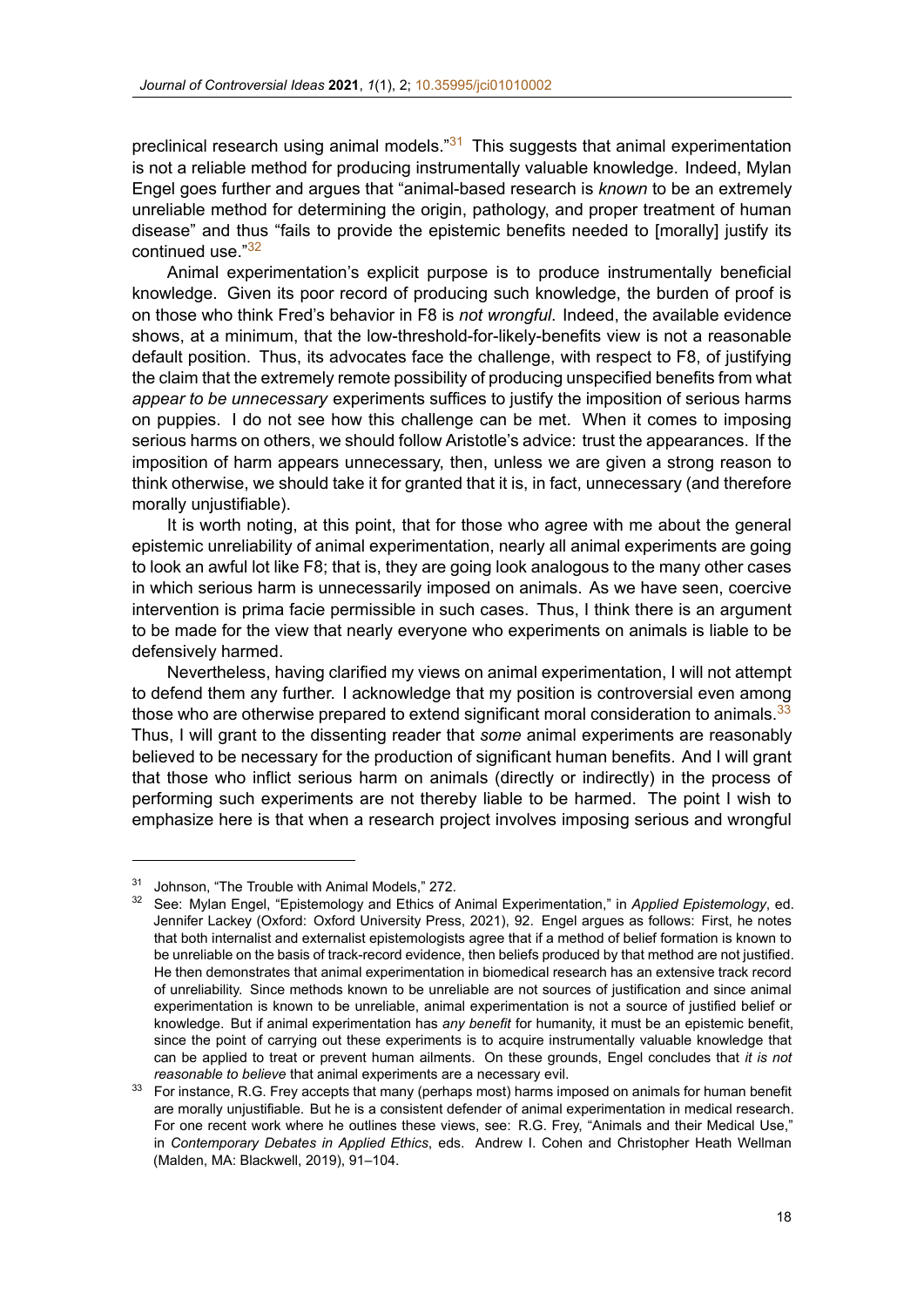preclinical research using animal models."[31] This suggests that animal experimentation is not a reliable method for producing instrumentally valuable knowledge. Indeed, Mylan Engel goes further and argues that "animal-based research is *known* to be an extremely unreliable method for determining the origin, pathology, and proper treatment of human disease" and thus "fails to provide the epistemic benefits needed to [morally] justify its continued use."[32]

Animal experimentation's explicit purpose is to produce instrumentally beneficial knowledge. Given its poor record of producing such knowledge, the burden of proof is on those who think Fred's behavior in F8 is *not wrongful*. Indeed, the available evidence shows, at a minimum, that the low-threshold-for-likely-benefits view is not a reasonable default position. Thus, its advocates face the challenge, with respect to F8, of justifying the claim that the extremely remote possibility of producing unspecified benefits from what *appear to be unnecessary* experiments suffices to justify the imposition of serious harms on puppies. I do not see how this challenge can be met. When it comes to imposing serious harms on others, we should follow Aristotle's advice: trust the appearances. If the imposition of harm appears unnecessary, then, unless we are given a strong reason to think otherwise, we should take it for granted that it is, in fact, unnecessary (and therefore morally unjustifiable).

It is worth noting, at this point, that for those who agree with me about the general epistemic unreliability of animal experimentation, nearly all animal experiments are going to look an awful lot like F8; that is, they are going look analogous to the many other cases in which serious harm is unnecessarily imposed on animals. As we have seen, coercive intervention is prima facie permissible in such cases. Thus, I think there is an argument to be made for the view that nearly everyone who experiments on animals is liable to be defensively harmed.

Nevertheless, having clarified my views on animal experimentation, I will not attempt to defend them any further. I acknowledge that my position is controversial even among those who are otherwise prepared to extend significant moral consideration to animals.[33] Thus, I will grant to the dissenting reader that *some* animal experiments are reasonably believed to be necessary for the production of significant human benefits. And I will grant that those who inflict serious harm on animals (directly or indirectly) in the process of performing such experiments are not thereby liable to be harmed. The point I wish to emphasize here is that when a research project involves imposing serious and wrongful

---

[31] Johnson, "The Trouble with Animal Models," 272.

[32] See: Mylan Engel, "Epistemology and Ethics of Animal Experimentation," in *Applied Epistemology*, ed. Jennifer Lackey (Oxford: Oxford University Press, 2021), 92. Engel argues as follows: First, he notes that both internalist and externalist epistemologists agree that if a method of belief formation is known to be unreliable on the basis of track-record evidence, then beliefs produced by that method are not justified. He then demonstrates that animal experimentation in biomedical research has an extensive track record of unreliability. Since methods known to be unreliable are not sources of justification and since animal experimentation is known to be unreliable, animal experimentation is not a source of justified belief or knowledge. But if animal experimentation has *any benefit* for humanity, it must be an epistemic benefit, since the point of carrying out these experiments is to acquire instrumentally valuable knowledge that can be applied to treat or prevent human ailments. On these grounds, Engel concludes that *it is not reasonable to believe* that animal experiments are a necessary evil.

[33] For instance, R.G. Frey accepts that many (perhaps most) harms imposed on animals for human benefit are morally unjustifiable. But he is a consistent defender of animal experimentation in medical research. For one recent work where he outlines these views, see: R.G. Frey, "Animals and their Medical Use," in *Contemporary Debates in Applied Ethics*, eds. Andrew I. Cohen and Christopher Heath Wellman (Malden, MA: Blackwell, 2019), 91–104.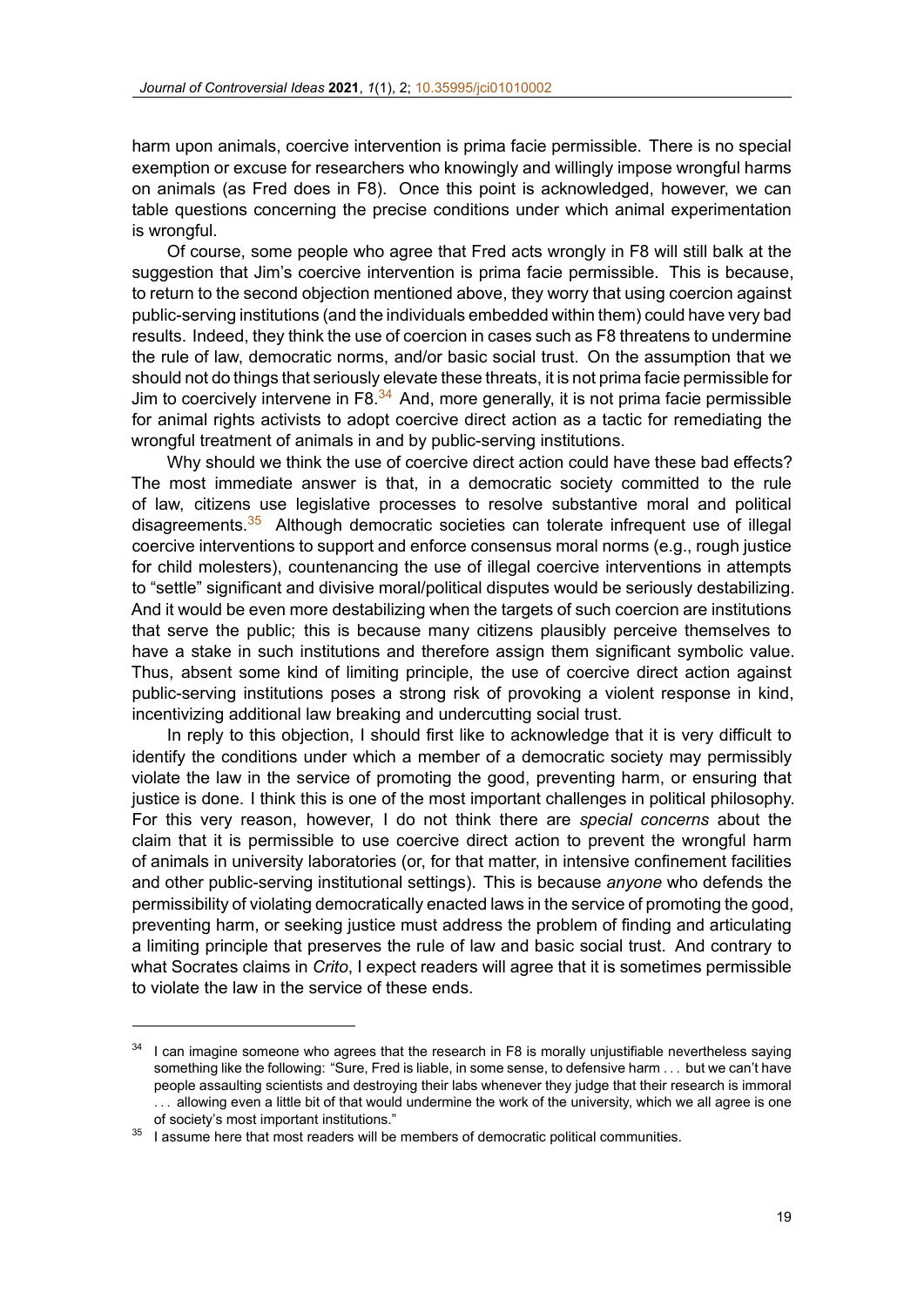harm upon animals, coercive intervention is prima facie permissible. There is no special exemption or excuse for researchers who knowingly and willingly impose wrongful harms on animals (as Fred does in F8). Once this point is acknowledged, however, we can table questions concerning the precise conditions under which animal experimentation is wrongful.

Of course, some people who agree that Fred acts wrongly in F8 will still balk at the suggestion that Jim's coercive intervention is prima facie permissible. This is because, to return to the second objection mentioned above, they worry that using coercion against public-serving institutions (and the individuals embedded within them) could have very bad results. Indeed, they think the use of coercion in cases such as F8 threatens to undermine the rule of law, democratic norms, and/or basic social trust. On the assumption that we should not do things that seriously elevate these threats, it is not prima facie permissible for Jim to coercively intervene in F8.[34] And, more generally, it is not prima facie permissible for animal rights activists to adopt coercive direct action as a tactic for remediating the wrongful treatment of animals in and by public-serving institutions.

Why should we think the use of coercive direct action could have these bad effects? The most immediate answer is that, in a democratic society committed to the rule of law, citizens use legislative processes to resolve substantive moral and political disagreements.[35] Although democratic societies can tolerate infrequent use of illegal coercive interventions to support and enforce consensus moral norms (e.g., rough justice for child molesters), countenancing the use of illegal coercive interventions in attempts to "settle" significant and divisive moral/political disputes would be seriously destabilizing. And it would be even more destabilizing when the targets of such coercion are institutions that serve the public; this is because many citizens plausibly perceive themselves to have a stake in such institutions and therefore assign them significant symbolic value. Thus, absent some kind of limiting principle, the use of coercive direct action against public-serving institutions poses a strong risk of provoking a violent response in kind, incentivizing additional law breaking and undercutting social trust.

In reply to this objection, I should first like to acknowledge that it is very difficult to identify the conditions under which a member of a democratic society may permissibly violate the law in the service of promoting the good, preventing harm, or ensuring that justice is done. I think this is one of the most important challenges in political philosophy. For this very reason, however, I do not think there are *special concerns* about the claim that it is permissible to use coercive direct action to prevent the wrongful harm of animals in university laboratories (or, for that matter, in intensive confinement facilities and other public-serving institutional settings). This is because *anyone* who defends the permissibility of violating democratically enacted laws in the service of promoting the good, preventing harm, or seeking justice must address the problem of finding and articulating a limiting principle that preserves the rule of law and basic social trust. And contrary to what Socrates claims in *Crito*, I expect readers will agree that it is sometimes permissible to violate the law in the service of these ends.

---

[34] I can imagine someone who agrees that the research in F8 is morally unjustifiable nevertheless saying something like the following: "Sure, Fred is liable, in some sense, to defensive harm . . . but we can't have people assaulting scientists and destroying their labs whenever they judge that their research is immoral . . . allowing even a little bit of that would undermine the work of the university, which we all agree is one of society's most important institutions."

[35] I assume here that most readers will be members of democratic political communities.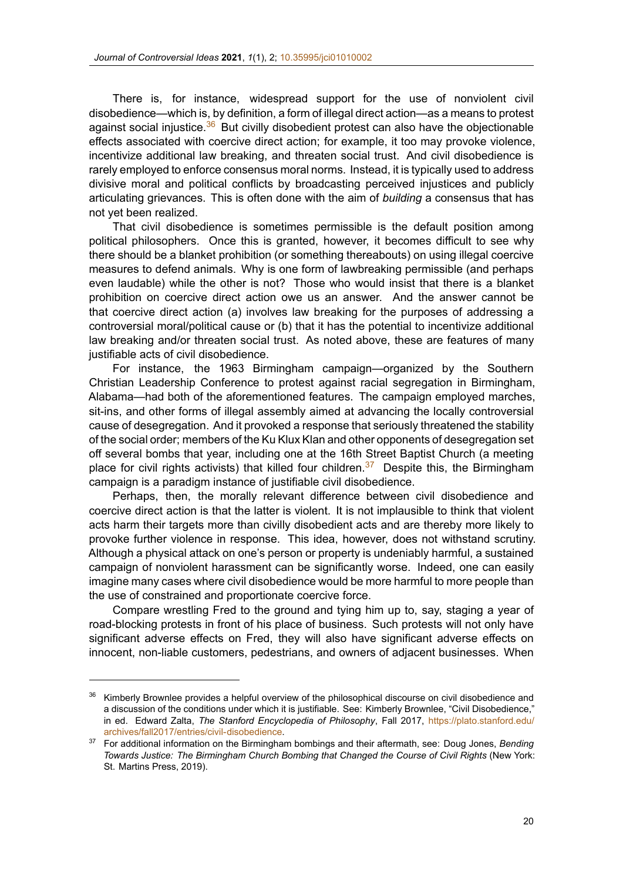There is, for instance, widespread support for the use of nonviolent civil disobedience—which is, by definition, a form of illegal direct action—as a means to protest against social injustice.[36] But civilly disobedient protest can also have the objectionable effects associated with coercive direct action; for example, it too may provoke violence, incentivize additional law breaking, and threaten social trust. And civil disobedience is rarely employed to enforce consensus moral norms. Instead, it is typically used to address divisive moral and political conflicts by broadcasting perceived injustices and publicly articulating grievances. This is often done with the aim of *building* a consensus that has not yet been realized.

That civil disobedience is sometimes permissible is the default position among political philosophers. Once this is granted, however, it becomes difficult to see why there should be a blanket prohibition (or something thereabouts) on using illegal coercive measures to defend animals. Why is one form of lawbreaking permissible (and perhaps even laudable) while the other is not? Those who would insist that there is a blanket prohibition on coercive direct action owe us an answer. And the answer cannot be that coercive direct action (a) involves law breaking for the purposes of addressing a controversial moral/political cause or (b) that it has the potential to incentivize additional law breaking and/or threaten social trust. As noted above, these are features of many justifiable acts of civil disobedience.

For instance, the 1963 Birmingham campaign—organized by the Southern Christian Leadership Conference to protest against racial segregation in Birmingham, Alabama—had both of the aforementioned features. The campaign employed marches, sit-ins, and other forms of illegal assembly aimed at advancing the locally controversial cause of desegregation. And it provoked a response that seriously threatened the stability of the social order; members of the Ku Klux Klan and other opponents of desegregation set off several bombs that year, including one at the 16th Street Baptist Church (a meeting place for civil rights activists) that killed four children.[37] Despite this, the Birmingham campaign is a paradigm instance of justifiable civil disobedience.

Perhaps, then, the morally relevant difference between civil disobedience and coercive direct action is that the latter is violent. It is not implausible to think that violent acts harm their targets more than civilly disobedient acts and are thereby more likely to provoke further violence in response. This idea, however, does not withstand scrutiny. Although a physical attack on one's person or property is undeniably harmful, a sustained campaign of nonviolent harassment can be significantly worse. Indeed, one can easily imagine many cases where civil disobedience would be more harmful to more people than the use of constrained and proportionate coercive force.

Compare wrestling Fred to the ground and tying him up to, say, staging a year of road-blocking protests in front of his place of business. Such protests will not only have significant adverse effects on Fred, they will also have significant adverse effects on innocent, non-liable customers, pedestrians, and owners of adjacent businesses. When

---

[36] Kimberly Brownlee provides a helpful overview of the philosophical discourse on civil disobedience and a discussion of the conditions under which it is justifiable. See: Kimberly Brownlee, "Civil Disobedience," in ed. Edward Zalta, *The Stanford Encyclopedia of Philosophy*, Fall 2017, https://plato.stanford.edu/archives/fall2017/entries/civil-disobedience.

[37] For additional information on the Birmingham bombings and their aftermath, see: Doug Jones, *Bending Towards Justice: The Birmingham Church Bombing that Changed the Course of Civil Rights* (New York: St. Martins Press, 2019).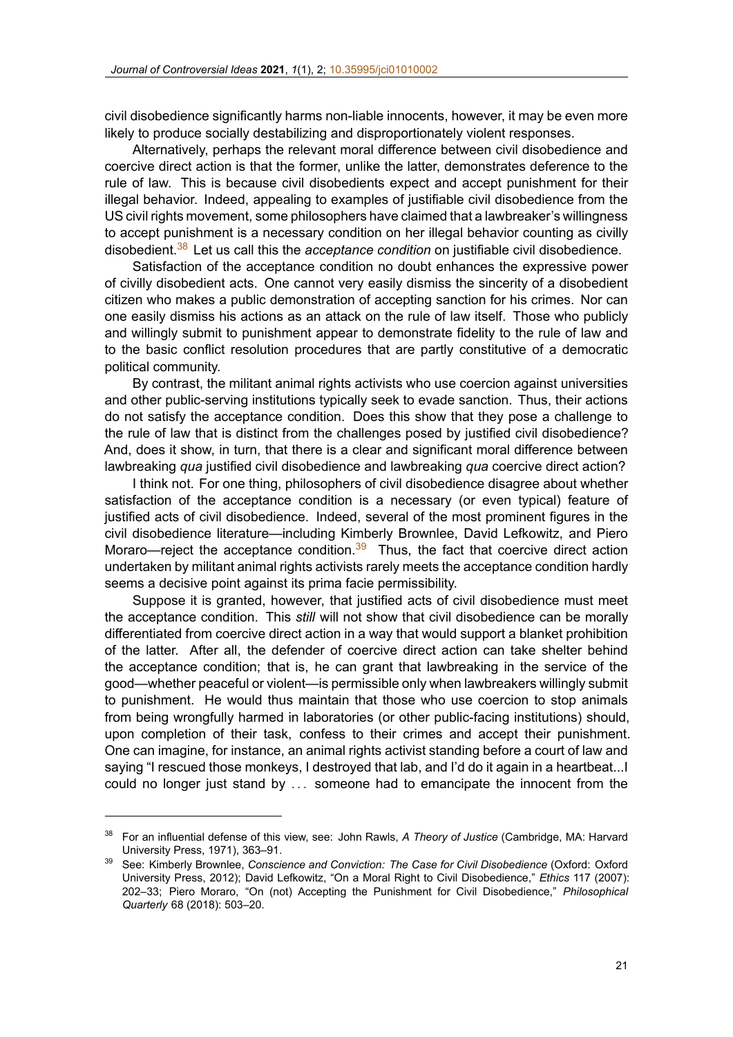civil disobedience significantly harms non-liable innocents, however, it may be even more likely to produce socially destabilizing and disproportionately violent responses.

Alternatively, perhaps the relevant moral difference between civil disobedience and coercive direct action is that the former, unlike the latter, demonstrates deference to the rule of law. This is because civil disobedients expect and accept punishment for their illegal behavior. Indeed, appealing to examples of justifiable civil disobedience from the US civil rights movement, some philosophers have claimed that a lawbreaker's willingness to accept punishment is a necessary condition on her illegal behavior counting as civilly disobedient.[38] Let us call this the *acceptance condition* on justifiable civil disobedience.

Satisfaction of the acceptance condition no doubt enhances the expressive power of civilly disobedient acts. One cannot very easily dismiss the sincerity of a disobedient citizen who makes a public demonstration of accepting sanction for his crimes. Nor can one easily dismiss his actions as an attack on the rule of law itself. Those who publicly and willingly submit to punishment appear to demonstrate fidelity to the rule of law and to the basic conflict resolution procedures that are partly constitutive of a democratic political community.

By contrast, the militant animal rights activists who use coercion against universities and other public-serving institutions typically seek to evade sanction. Thus, their actions do not satisfy the acceptance condition. Does this show that they pose a challenge to the rule of law that is distinct from the challenges posed by justified civil disobedience? And, does it show, in turn, that there is a clear and significant moral difference between lawbreaking *qua* justified civil disobedience and lawbreaking *qua* coercive direct action?

I think not. For one thing, philosophers of civil disobedience disagree about whether satisfaction of the acceptance condition is a necessary (or even typical) feature of justified acts of civil disobedience. Indeed, several of the most prominent figures in the civil disobedience literature—including Kimberly Brownlee, David Lefkowitz, and Piero Moraro—reject the acceptance condition.[39] Thus, the fact that coercive direct action undertaken by militant animal rights activists rarely meets the acceptance condition hardly seems a decisive point against its prima facie permissibility.

Suppose it is granted, however, that justified acts of civil disobedience must meet the acceptance condition. This *still* will not show that civil disobedience can be morally differentiated from coercive direct action in a way that would support a blanket prohibition of the latter. After all, the defender of coercive direct action can take shelter behind the acceptance condition; that is, he can grant that lawbreaking in the service of the good—whether peaceful or violent—is permissible only when lawbreakers willingly submit to punishment. He would thus maintain that those who use coercion to stop animals from being wrongfully harmed in laboratories (or other public-facing institutions) should, upon completion of their task, confess to their crimes and accept their punishment. One can imagine, for instance, an animal rights activist standing before a court of law and saying "I rescued those monkeys, I destroyed that lab, and I'd do it again in a heartbeat...I could no longer just stand by . . . someone had to emancipate the innocent from the

---

[38] For an influential defense of this view, see: John Rawls, *A Theory of Justice* (Cambridge, MA: Harvard University Press, 1971), 363–91.

[39] See: Kimberly Brownlee, *Conscience and Conviction: The Case for Civil Disobedience* (Oxford: Oxford University Press, 2012); David Lefkowitz, "On a Moral Right to Civil Disobedience," *Ethics* 117 (2007): 202–33; Piero Moraro, "On (not) Accepting the Punishment for Civil Disobedience," *Philosophical Quarterly* 68 (2018): 503–20.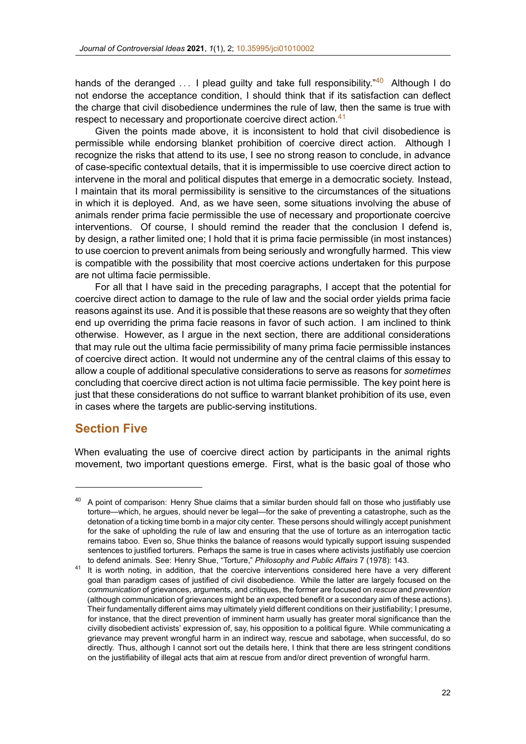hands of the deranged . . . I plead guilty and take full responsibility."[40] Although I do not endorse the acceptance condition, I should think that if its satisfaction can deflect the charge that civil disobedience undermines the rule of law, then the same is true with respect to necessary and proportionate coercive direct action.[41]

Given the points made above, it is inconsistent to hold that civil disobedience is permissible while endorsing blanket prohibition of coercive direct action. Although I recognize the risks that attend to its use, I see no strong reason to conclude, in advance of case-specific contextual details, that it is impermissible to use coercive direct action to intervene in the moral and political disputes that emerge in a democratic society. Instead, I maintain that its moral permissibility is sensitive to the circumstances of the situations in which it is deployed. And, as we have seen, some situations involving the abuse of animals render prima facie permissible the use of necessary and proportionate coercive interventions. Of course, I should remind the reader that the conclusion I defend is, by design, a rather limited one; I hold that it is prima facie permissible (in most instances) to use coercion to prevent animals from being seriously and wrongfully harmed. This view is compatible with the possibility that most coercive actions undertaken for this purpose are not ultima facie permissible.

For all that I have said in the preceding paragraphs, I accept that the potential for coercive direct action to damage to the rule of law and the social order yields prima facie reasons against its use. And it is possible that these reasons are so weighty that they often end up overriding the prima facie reasons in favor of such action. I am inclined to think otherwise. However, as I argue in the next section, there are additional considerations that may rule out the ultima facie permissibility of many prima facie permissible instances of coercive direct action. It would not undermine any of the central claims of this essay to allow a couple of additional speculative considerations to serve as reasons for *sometimes* concluding that coercive direct action is not ultima facie permissible. The key point here is just that these considerations do not suffice to warrant blanket prohibition of its use, even in cases where the targets are public-serving institutions.

## Section Five

When evaluating the use of coercive direct action by participants in the animal rights movement, two important questions emerge. First, what is the basic goal of those who

---

[40] A point of comparison: Henry Shue claims that a similar burden should fall on those who justifiably use torture—which, he argues, should never be legal—for the sake of preventing a catastrophe, such as the detonation of a ticking time bomb in a major city center. These persons should willingly accept punishment for the sake of upholding the rule of law and ensuring that the use of torture as an interrogation tactic remains taboo. Even so, Shue thinks the balance of reasons would typically support issuing suspended sentences to justified torturers. Perhaps the same is true in cases where activists justifiably use coercion to defend animals. See: Henry Shue, "Torture," *Philosophy and Public Affairs* 7 (1978): 143.

[41] It is worth noting, in addition, that the coercive interventions considered here have a very different goal than paradigm cases of justified of civil disobedience. While the latter are largely focused on the *communication* of grievances, arguments, and critiques, the former are focused on *rescue* and *prevention* (although communication of grievances might be an expected benefit or a secondary aim of these actions). Their fundamentally different aims may ultimately yield different conditions on their justifiability; I presume, for instance, that the direct prevention of imminent harm usually has greater moral significance than the civilly disobedient activists' expression of, say, his opposition to a political figure. While communicating a grievance may prevent wrongful harm in an indirect way, rescue and sabotage, when successful, do so directly. Thus, although I cannot sort out the details here, I think that there are less stringent conditions on the justifiability of illegal acts that aim at rescue from and/or direct prevention of wrongful harm.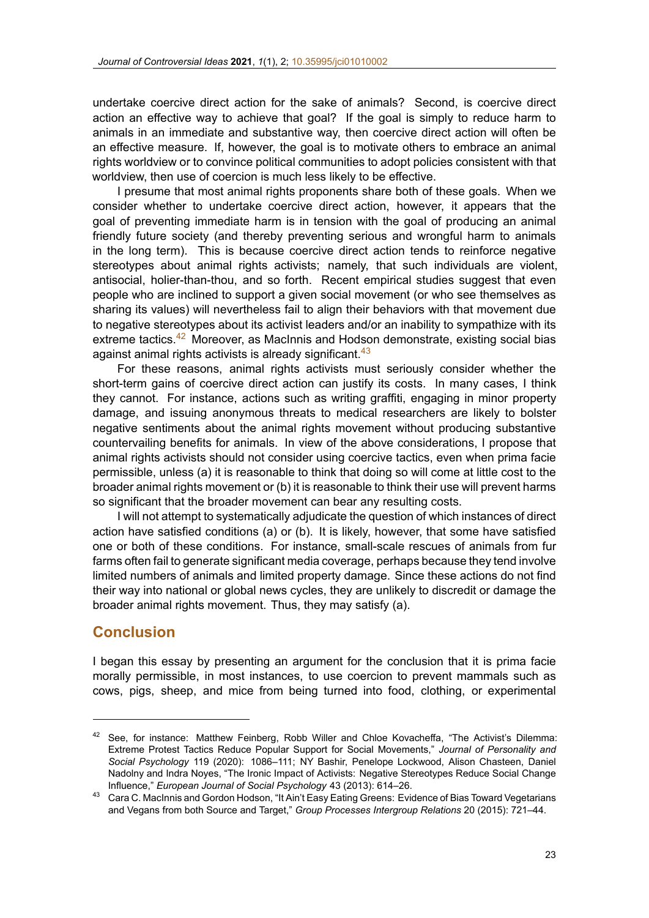undertake coercive direct action for the sake of animals? Second, is coercive direct action an effective way to achieve that goal? If the goal is simply to reduce harm to animals in an immediate and substantive way, then coercive direct action will often be an effective measure. If, however, the goal is to motivate others to embrace an animal rights worldview or to convince political communities to adopt policies consistent with that worldview, then use of coercion is much less likely to be effective.

I presume that most animal rights proponents share both of these goals. When we consider whether to undertake coercive direct action, however, it appears that the goal of preventing immediate harm is in tension with the goal of producing an animal friendly future society (and thereby preventing serious and wrongful harm to animals in the long term). This is because coercive direct action tends to reinforce negative stereotypes about animal rights activists; namely, that such individuals are violent, antisocial, holier-than-thou, and so forth. Recent empirical studies suggest that even people who are inclined to support a given social movement (or who see themselves as sharing its values) will nevertheless fail to align their behaviors with that movement due to negative stereotypes about its activist leaders and/or an inability to sympathize with its extreme tactics.[42] Moreover, as MacInnis and Hodson demonstrate, existing social bias against animal rights activists is already significant.[43]

For these reasons, animal rights activists must seriously consider whether the short-term gains of coercive direct action can justify its costs. In many cases, I think they cannot. For instance, actions such as writing graffiti, engaging in minor property damage, and issuing anonymous threats to medical researchers are likely to bolster negative sentiments about the animal rights movement without producing substantive countervailing benefits for animals. In view of the above considerations, I propose that animal rights activists should not consider using coercive tactics, even when prima facie permissible, unless (a) it is reasonable to think that doing so will come at little cost to the broader animal rights movement or (b) it is reasonable to think their use will prevent harms so significant that the broader movement can bear any resulting costs.

I will not attempt to systematically adjudicate the question of which instances of direct action have satisfied conditions (a) or (b). It is likely, however, that some have satisfied one or both of these conditions. For instance, small-scale rescues of animals from fur farms often fail to generate significant media coverage, perhaps because they tend involve limited numbers of animals and limited property damage. Since these actions do not find their way into national or global news cycles, they are unlikely to discredit or damage the broader animal rights movement. Thus, they may satisfy (a).

## Conclusion

I began this essay by presenting an argument for the conclusion that it is prima facie morally permissible, in most instances, to use coercion to prevent mammals such as cows, pigs, sheep, and mice from being turned into food, clothing, or experimental

---

[42] See, for instance: Matthew Feinberg, Robb Willer and Chloe Kovacheffa, "The Activist's Dilemma: Extreme Protest Tactics Reduce Popular Support for Social Movements," *Journal of Personality and Social Psychology* 119 (2020): 1086–111; NY Bashir, Penelope Lockwood, Alison Chasteen, Daniel Nadolny and Indra Noyes, "The Ironic Impact of Activists: Negative Stereotypes Reduce Social Change Influence," *European Journal of Social Psychology* 43 (2013): 614–26.

[43] Cara C. MacInnis and Gordon Hodson, "It Ain't Easy Eating Greens: Evidence of Bias Toward Vegetarians and Vegans from both Source and Target," *Group Processes Intergroup Relations* 20 (2015): 721–44.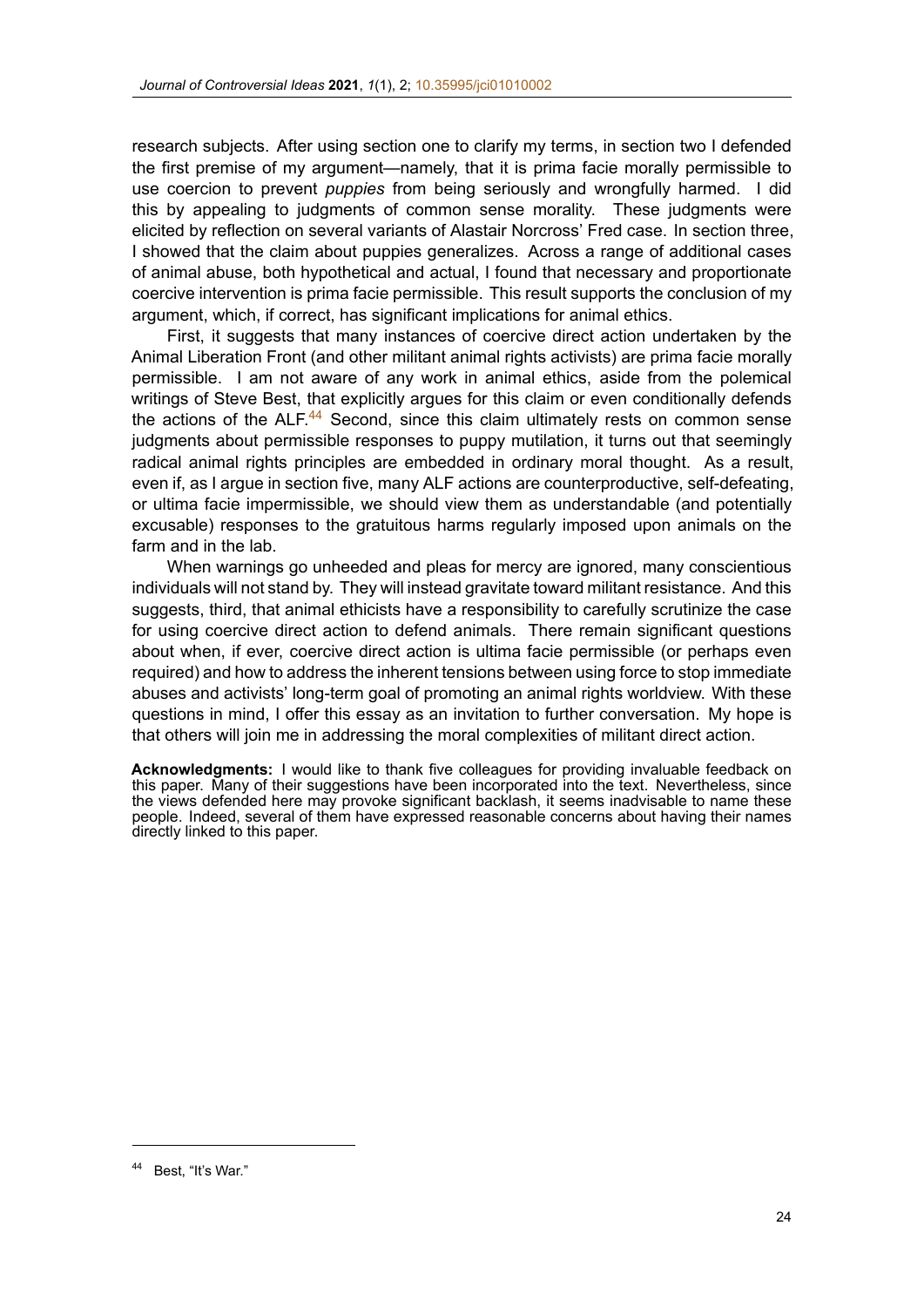research subjects. After using section one to clarify my terms, in section two I defended the first premise of my argument—namely, that it is prima facie morally permissible to use coercion to prevent *puppies* from being seriously and wrongfully harmed. I did this by appealing to judgments of common sense morality. These judgments were elicited by reflection on several variants of Alastair Norcross' Fred case. In section three, I showed that the claim about puppies generalizes. Across a range of additional cases of animal abuse, both hypothetical and actual, I found that necessary and proportionate coercive intervention is prima facie permissible. This result supports the conclusion of my argument, which, if correct, has significant implications for animal ethics.

First, it suggests that many instances of coercive direct action undertaken by the Animal Liberation Front (and other militant animal rights activists) are prima facie morally permissible. I am not aware of any work in animal ethics, aside from the polemical writings of Steve Best, that explicitly argues for this claim or even conditionally defends the actions of the ALF.[44] Second, since this claim ultimately rests on common sense judgments about permissible responses to puppy mutilation, it turns out that seemingly radical animal rights principles are embedded in ordinary moral thought. As a result, even if, as I argue in section five, many ALF actions are counterproductive, self-defeating, or ultima facie impermissible, we should view them as understandable (and potentially excusable) responses to the gratuitous harms regularly imposed upon animals on the farm and in the lab.

When warnings go unheeded and pleas for mercy are ignored, many conscientious individuals will not stand by. They will instead gravitate toward militant resistance. And this suggests, third, that animal ethicists have a responsibility to carefully scrutinize the case for using coercive direct action to defend animals. There remain significant questions about when, if ever, coercive direct action is ultima facie permissible (or perhaps even required) and how to address the inherent tensions between using force to stop immediate abuses and activists' long-term goal of promoting an animal rights worldview. With these questions in mind, I offer this essay as an invitation to further conversation. My hope is that others will join me in addressing the moral complexities of militant direct action.

**Acknowledgments:** I would like to thank five colleagues for providing invaluable feedback on this paper. Many of their suggestions have been incorporated into the text. Nevertheless, since the views defended here may provoke significant backlash, it seems inadvisable to name these people. Indeed, several of them have expressed reasonable concerns about having their names directly linked to this paper.

---

[44] Best, "It's War."